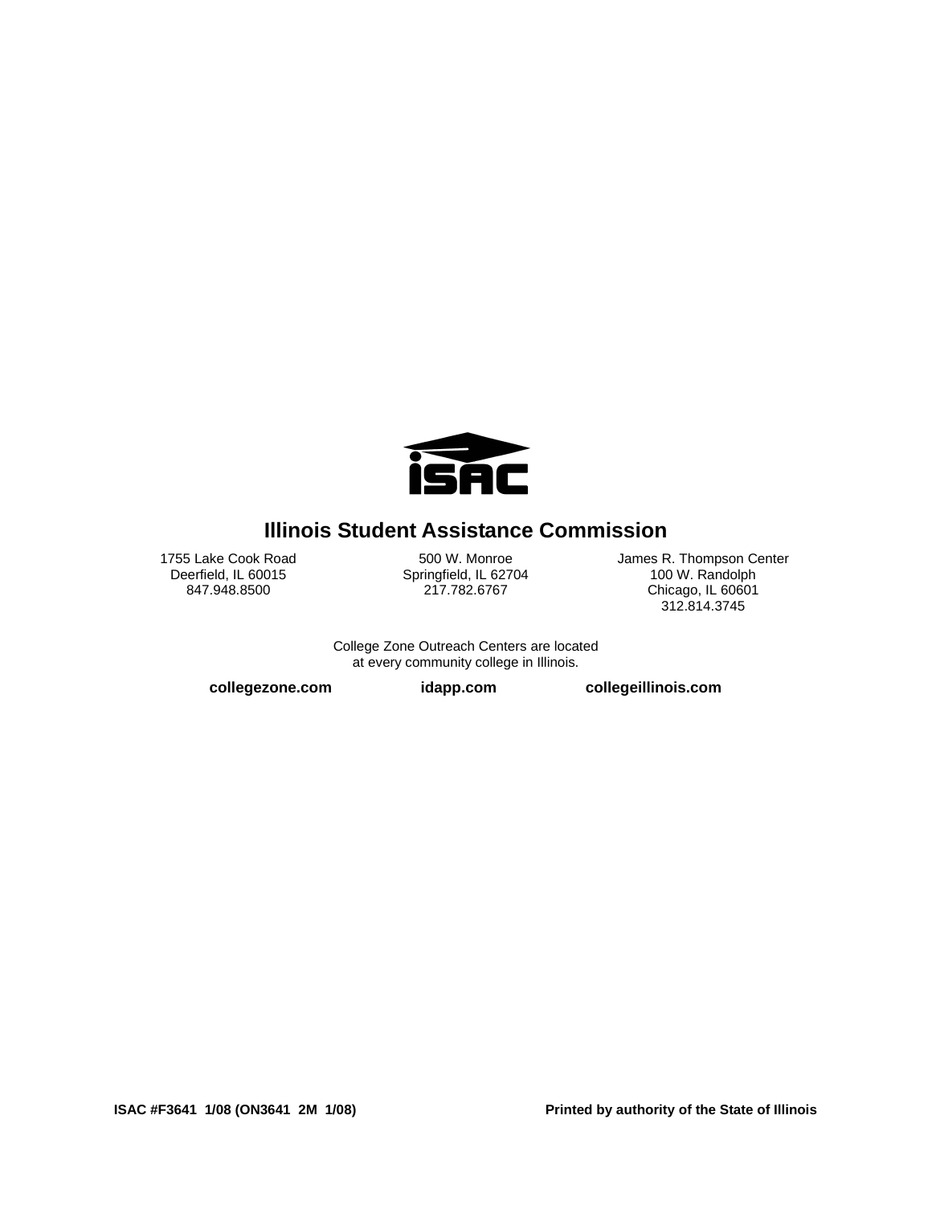# Illinois Student Assistance Commission

1755 Lake Cook Road
Deerfield, IL 60015
847.948.8500

500 W. Monroe
Springfield, IL 62704
217.782.6767

James R. Thompson Center
100 W. Randolph
Chicago, IL 60601
312.814.3745

College Zone Outreach Centers are located
at every community college in Illinois.

**collegezone.com** **idapp.com** **collegeillinois.com**

**ISAC #F3641 1/08 (ON3641 2M 1/08)** **Printed by authority of the State of Illinois**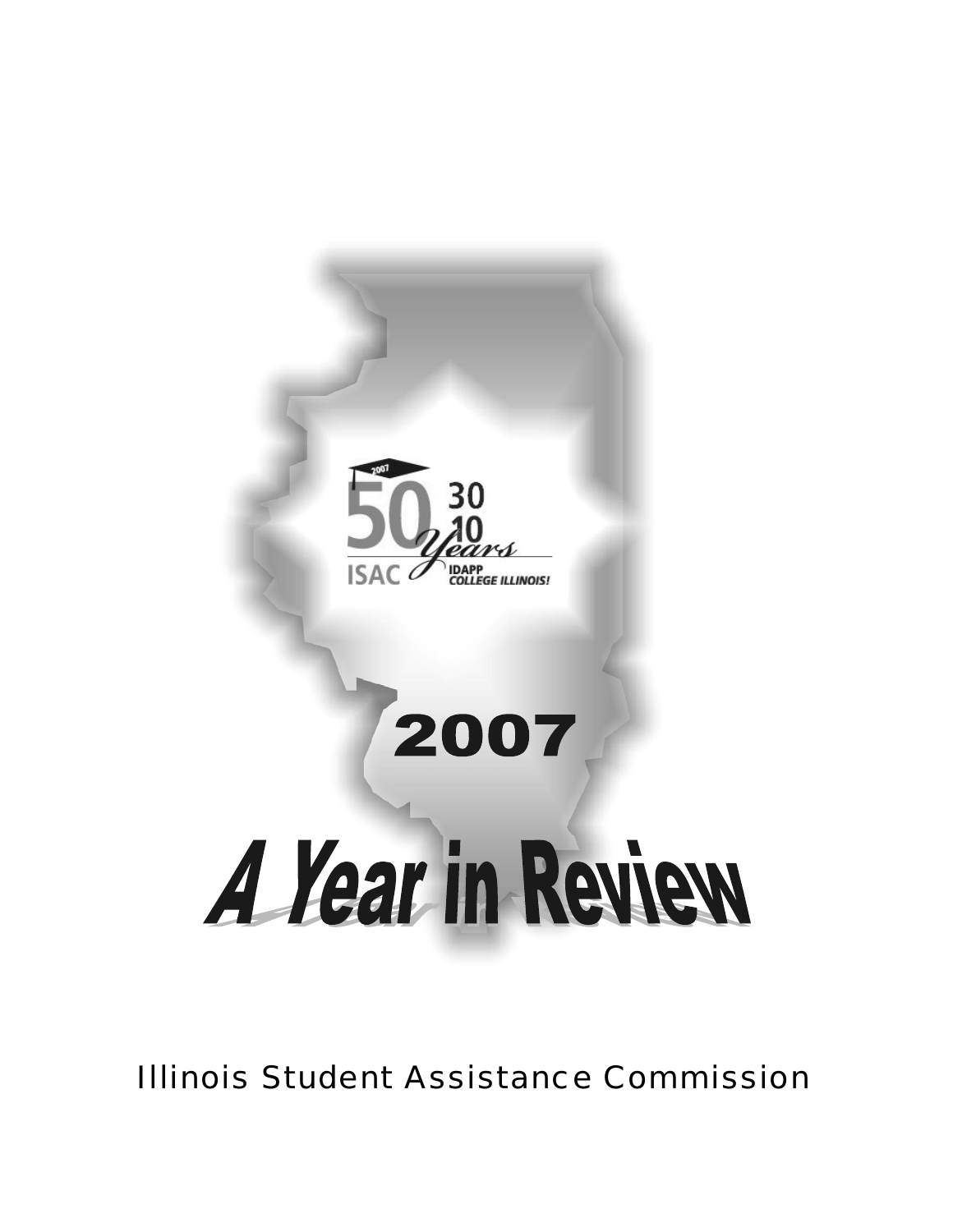50 ISAC
30 IDAPP
10 Years COLLEGE ILLINOIS!

# 2007

# A Year in Review

Illinois Student Assistance Commission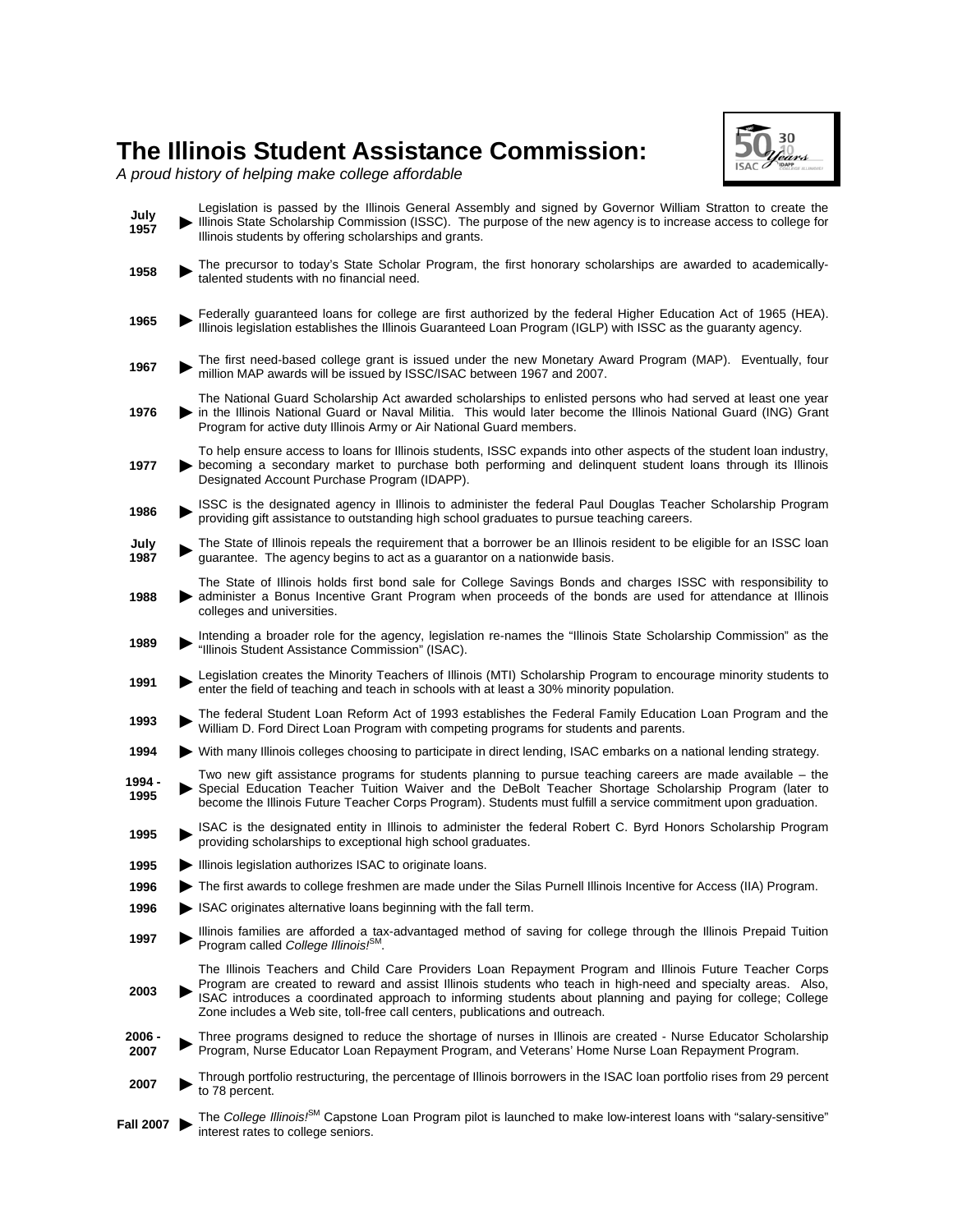# The Illinois Student Assistance Commission:

*A proud history of helping make college affordable*

| | |
|---|---|
| **July 1957** | Legislation is passed by the Illinois General Assembly and signed by Governor William Stratton to create the Illinois State Scholarship Commission (ISSC). The purpose of the new agency is to increase access to college for Illinois students by offering scholarships and grants. |
| **1958** | The precursor to today's State Scholar Program, the first honorary scholarships are awarded to academically-talented students with no financial need. |
| **1965** | Federally guaranteed loans for college are first authorized by the federal Higher Education Act of 1965 (HEA). Illinois legislation establishes the Illinois Guaranteed Loan Program (IGLP) with ISSC as the guaranty agency. |
| **1967** | The first need-based college grant is issued under the new Monetary Award Program (MAP). Eventually, four million MAP awards will be issued by ISSC/ISAC between 1967 and 2007. |
| **1976** | The National Guard Scholarship Act awarded scholarships to enlisted persons who had served at least one year in the Illinois National Guard or Naval Militia. This would later become the Illinois National Guard (ING) Grant Program for active duty Illinois Army or Air National Guard members. |
| **1977** | To help ensure access to loans for Illinois students, ISSC expands into other aspects of the student loan industry, becoming a secondary market to purchase both performing and delinquent student loans through its Illinois Designated Account Purchase Program (IDAPP). |
| **1986** | ISSC is the designated agency in Illinois to administer the federal Paul Douglas Teacher Scholarship Program providing gift assistance to outstanding high school graduates to pursue teaching careers. |
| **July 1987** | The State of Illinois repeals the requirement that a borrower be an Illinois resident to be eligible for an ISSC loan guarantee. The agency begins to act as a guarantor on a nationwide basis. |
| **1988** | The State of Illinois holds first bond sale for College Savings Bonds and charges ISSC with responsibility to administer a Bonus Incentive Grant Program when proceeds of the bonds are used for attendance at Illinois colleges and universities. |
| **1989** | Intending a broader role for the agency, legislation re-names the "Illinois State Scholarship Commission" as the "Illinois Student Assistance Commission" (ISAC). |
| **1991** | Legislation creates the Minority Teachers of Illinois (MTI) Scholarship Program to encourage minority students to enter the field of teaching and teach in schools with at least a 30% minority population. |
| **1993** | The federal Student Loan Reform Act of 1993 establishes the Federal Family Education Loan Program and the William D. Ford Direct Loan Program with competing programs for students and parents. |
| **1994** | With many Illinois colleges choosing to participate in direct lending, ISAC embarks on a national lending strategy. |
| **1994 - 1995** | Two new gift assistance programs for students planning to pursue teaching careers are made available – the Special Education Teacher Tuition Waiver and the DeBolt Teacher Shortage Scholarship Program (later to become the Illinois Future Teacher Corps Program). Students must fulfill a service commitment upon graduation. |
| **1995** | ISAC is the designated entity in Illinois to administer the federal Robert C. Byrd Honors Scholarship Program providing scholarships to exceptional high school graduates. |
| **1995** | Illinois legislation authorizes ISAC to originate loans. |
| **1996** | The first awards to college freshmen are made under the Silas Purnell Illinois Incentive for Access (IIA) Program. |
| **1996** | ISAC originates alternative loans beginning with the fall term. |
| **1997** | Illinois families are afforded a tax-advantaged method of saving for college through the Illinois Prepaid Tuition Program called *College Illinois!*[SM]. |
| **2003** | The Illinois Teachers and Child Care Providers Loan Repayment Program and Illinois Future Teacher Corps Program are created to reward and assist Illinois students who teach in high-need and specialty areas. Also, ISAC introduces a coordinated approach to informing students about planning and paying for college; College Zone includes a Web site, toll-free call centers, publications and outreach. |
| **2006 - 2007** | Three programs designed to reduce the shortage of nurses in Illinois are created - Nurse Educator Scholarship Program, Nurse Educator Loan Repayment Program, and Veterans' Home Nurse Loan Repayment Program. |
| **2007** | Through portfolio restructuring, the percentage of Illinois borrowers in the ISAC loan portfolio rises from 29 percent to 78 percent. |
| **Fall 2007** | The *College Illinois!*[SM] Capstone Loan Program pilot is launched to make low-interest loans with "salary-sensitive" interest rates to college seniors. |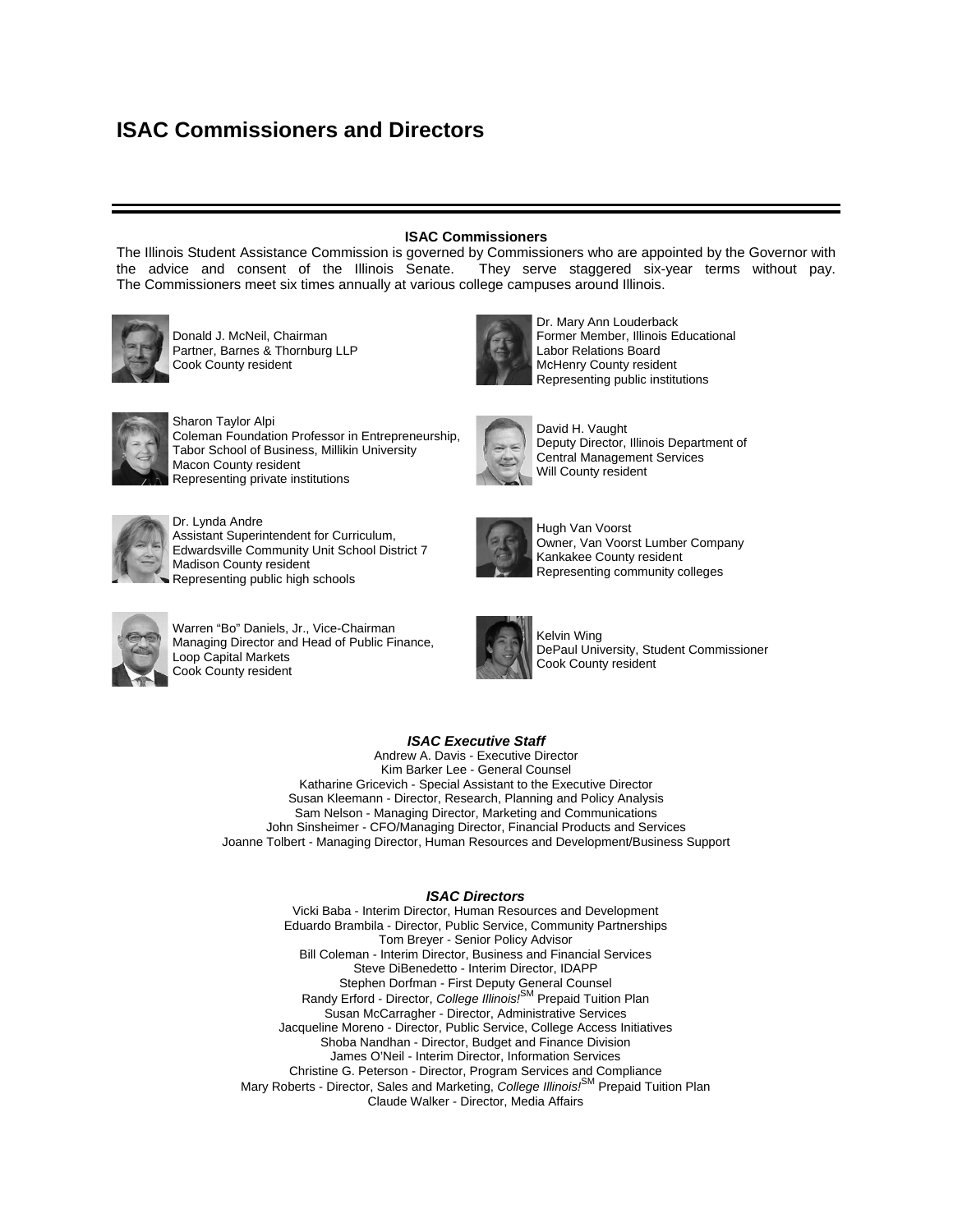# ISAC Commissioners and Directors

**ISAC Commissioners**

The Illinois Student Assistance Commission is governed by Commissioners who are appointed by the Governor with the advice and consent of the Illinois Senate. They serve staggered six-year terms without pay. The Commissioners meet six times annually at various college campuses around Illinois.

Donald J. McNeil, Chairman
Partner, Barnes & Thornburg LLP
Cook County resident

Sharon Taylor Alpi
Coleman Foundation Professor in Entrepreneurship, Tabor School of Business, Millikin University
Macon County resident
Representing private institutions

Dr. Lynda Andre
Assistant Superintendent for Curriculum, Edwardsville Community Unit School District 7
Madison County resident
Representing public high schools

Warren "Bo" Daniels, Jr., Vice-Chairman
Managing Director and Head of Public Finance, Loop Capital Markets
Cook County resident

Dr. Mary Ann Louderback
Former Member, Illinois Educational Labor Relations Board
McHenry County resident
Representing public institutions

David H. Vaught
Deputy Director, Illinois Department of Central Management Services
Will County resident

Hugh Van Voorst
Owner, Van Voorst Lumber Company
Kankakee County resident
Representing community colleges

Kelvin Wing
DePaul University, Student Commissioner
Cook County resident

***ISAC Executive Staff***

Andrew A. Davis - Executive Director
Kim Barker Lee - General Counsel
Katharine Gricevich - Special Assistant to the Executive Director
Susan Kleemann - Director, Research, Planning and Policy Analysis
Sam Nelson - Managing Director, Marketing and Communications
John Sinsheimer - CFO/Managing Director, Financial Products and Services
Joanne Tolbert - Managing Director, Human Resources and Development/Business Support

***ISAC Directors***

Vicki Baba - Interim Director, Human Resources and Development
Eduardo Brambila - Director, Public Service, Community Partnerships
Tom Breyer - Senior Policy Advisor
Bill Coleman - Interim Director, Business and Financial Services
Steve DiBenedetto - Interim Director, IDAPP
Stephen Dorfman - First Deputy General Counsel
Randy Erford - Director, *College Illinois!*SM Prepaid Tuition Plan
Susan McCarragher - Director, Administrative Services
Jacqueline Moreno - Director, Public Service, College Access Initiatives
Shoba Nandhan - Director, Budget and Finance Division
James O'Neil - Interim Director, Information Services
Christine G. Peterson - Director, Program Services and Compliance
Mary Roberts - Director, Sales and Marketing, *College Illinois!*SM Prepaid Tuition Plan
Claude Walker - Director, Media Affairs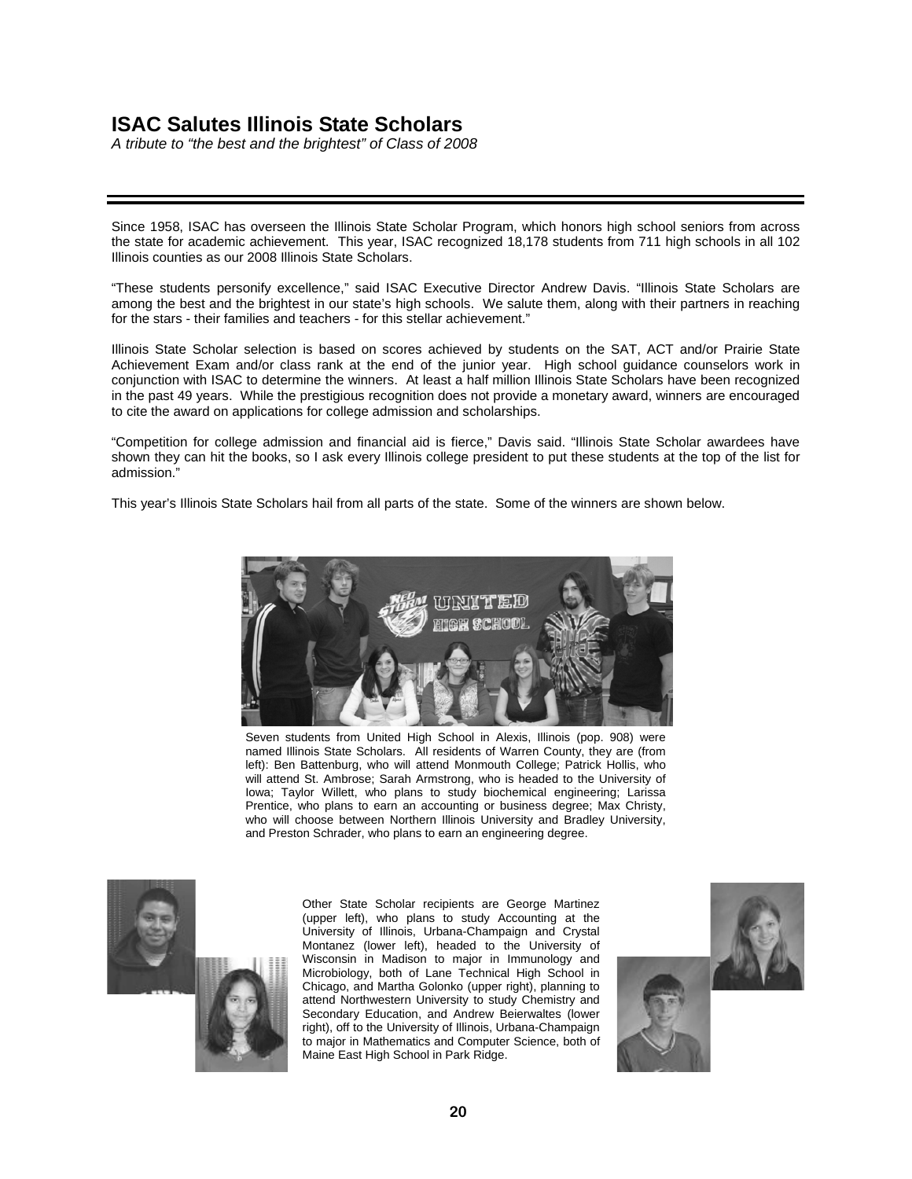# ISAC Salutes Illinois State Scholars

*A tribute to "the best and the brightest" of Class of 2008*

Since 1958, ISAC has overseen the Illinois State Scholar Program, which honors high school seniors from across the state for academic achievement. This year, ISAC recognized 18,178 students from 711 high schools in all 102 Illinois counties as our 2008 Illinois State Scholars.

"These students personify excellence," said ISAC Executive Director Andrew Davis. "Illinois State Scholars are among the best and the brightest in our state's high schools. We salute them, along with their partners in reaching for the stars - their families and teachers - for this stellar achievement."

Illinois State Scholar selection is based on scores achieved by students on the SAT, ACT and/or Prairie State Achievement Exam and/or class rank at the end of the junior year. High school guidance counselors work in conjunction with ISAC to determine the winners. At least a half million Illinois State Scholars have been recognized in the past 49 years. While the prestigious recognition does not provide a monetary award, winners are encouraged to cite the award on applications for college admission and scholarships.

"Competition for college admission and financial aid is fierce," Davis said. "Illinois State Scholar awardees have shown they can hit the books, so I ask every Illinois college president to put these students at the top of the list for admission."

This year's Illinois State Scholars hail from all parts of the state. Some of the winners are shown below.

Seven students from United High School in Alexis, Illinois (pop. 908) were named Illinois State Scholars. All residents of Warren County, they are (from left): Ben Battenburg, who will attend Monmouth College; Patrick Hollis, who will attend St. Ambrose; Sarah Armstrong, who is headed to the University of Iowa; Taylor Willett, who plans to study biochemical engineering; Larissa Prentice, who plans to earn an accounting or business degree; Max Christy, who will choose between Northern Illinois University and Bradley University, and Preston Schrader, who plans to earn an engineering degree.

Other State Scholar recipients are George Martinez (upper left), who plans to study Accounting at the University of Illinois, Urbana-Champaign and Crystal Montanez (lower left), headed to the University of Wisconsin in Madison to major in Immunology and Microbiology, both of Lane Technical High School in Chicago, and Martha Golonko (upper right), planning to attend Northwestern University to study Chemistry and Secondary Education, and Andrew Beierwaltes (lower right), off to the University of Illinois, Urbana-Champaign to major in Mathematics and Computer Science, both of Maine East High School in Park Ridge.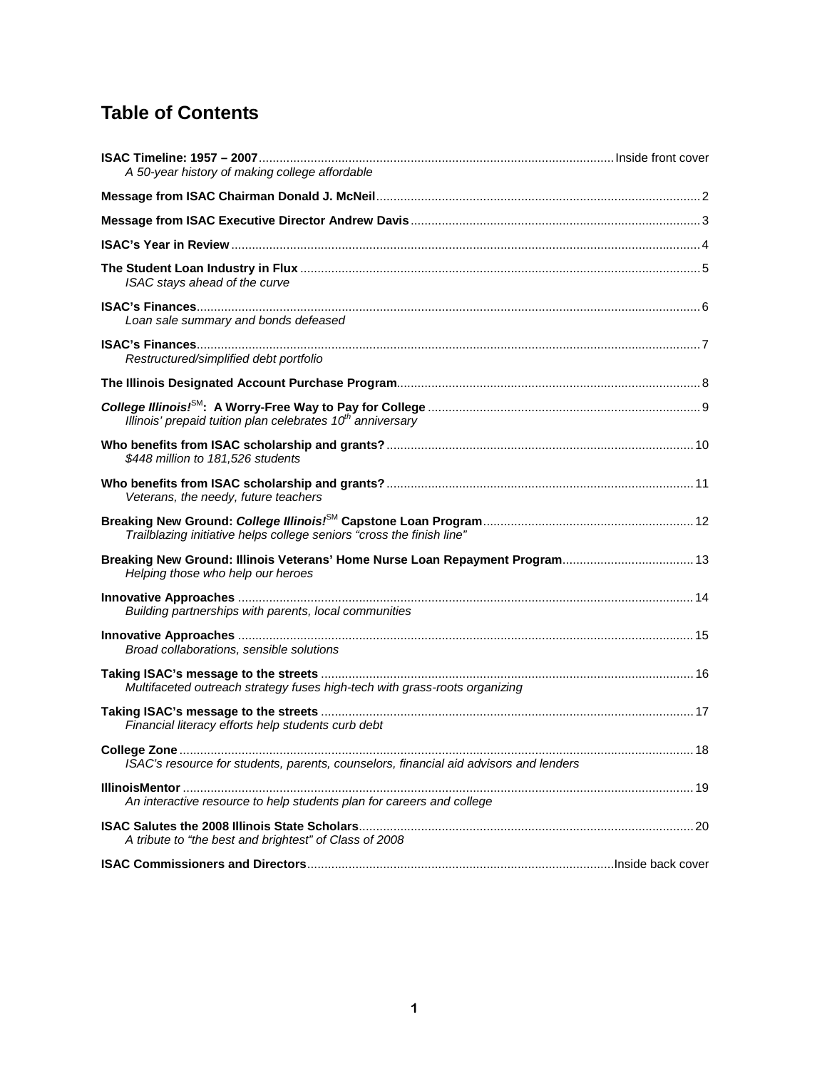# Table of Contents

**ISAC Timeline: 1957 – 2007** ........ Inside front cover
*A 50-year history of making college affordable*

**Message from ISAC Chairman Donald J. McNeil** ........ 2

**Message from ISAC Executive Director Andrew Davis** ........ 3

**ISAC's Year in Review** ........ 4

**The Student Loan Industry in Flux** ........ 5
*ISAC stays ahead of the curve*

**ISAC's Finances** ........ 6
*Loan sale summary and bonds defeased*

**ISAC's Finances** ........ 7
*Restructured/simplified debt portfolio*

**The Illinois Designated Account Purchase Program** ........ 8

***College Illinois!*SM: A Worry-Free Way to Pay for College** ........ 9
*Illinois' prepaid tuition plan celebrates 10th anniversary*

**Who benefits from ISAC scholarship and grants?** ........ 10
*$448 million to 181,526 students*

**Who benefits from ISAC scholarship and grants?** ........ 11
*Veterans, the needy, future teachers*

**Breaking New Ground: *College Illinois!*SM Capstone Loan Program** ........ 12
*Trailblazing initiative helps college seniors "cross the finish line"*

**Breaking New Ground: Illinois Veterans' Home Nurse Loan Repayment Program** ........ 13
*Helping those who help our heroes*

**Innovative Approaches** ........ 14
*Building partnerships with parents, local communities*

**Innovative Approaches** ........ 15
*Broad collaborations, sensible solutions*

**Taking ISAC's message to the streets** ........ 16
*Multifaceted outreach strategy fuses high-tech with grass-roots organizing*

**Taking ISAC's message to the streets** ........ 17
*Financial literacy efforts help students curb debt*

**College Zone** ........ 18
*ISAC's resource for students, parents, counselors, financial aid advisors and lenders*

**IllinoisMentor** ........ 19
*An interactive resource to help students plan for careers and college*

**ISAC Salutes the 2008 Illinois State Scholars** ........ 20
*A tribute to "the best and brightest" of Class of 2008*

**ISAC Commissioners and Directors** ........ Inside back cover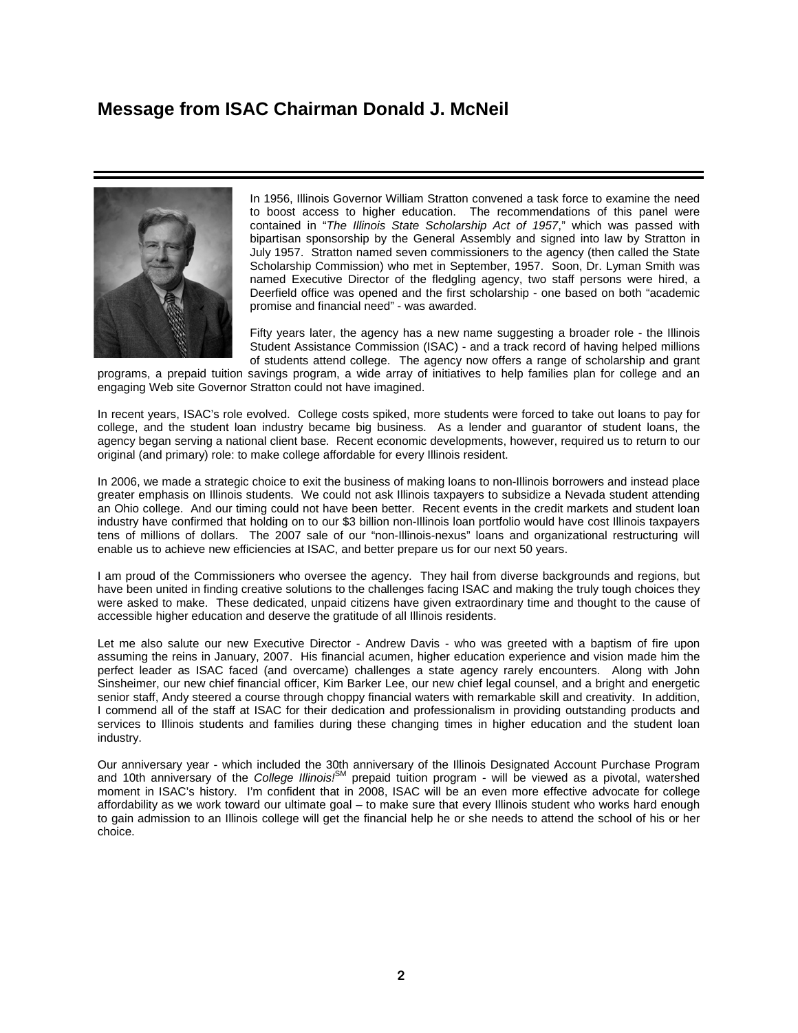# Message from ISAC Chairman Donald J. McNeil

In 1956, Illinois Governor William Stratton convened a task force to examine the need to boost access to higher education. The recommendations of this panel were contained in "*The Illinois State Scholarship Act of 1957*," which was passed with bipartisan sponsorship by the General Assembly and signed into law by Stratton in July 1957. Stratton named seven commissioners to the agency (then called the State Scholarship Commission) who met in September, 1957. Soon, Dr. Lyman Smith was named Executive Director of the fledgling agency, two staff persons were hired, a Deerfield office was opened and the first scholarship - one based on both "academic promise and financial need" - was awarded.

Fifty years later, the agency has a new name suggesting a broader role - the Illinois Student Assistance Commission (ISAC) - and a track record of having helped millions of students attend college. The agency now offers a range of scholarship and grant programs, a prepaid tuition savings program, a wide array of initiatives to help families plan for college and an engaging Web site Governor Stratton could not have imagined.

In recent years, ISAC's role evolved. College costs spiked, more students were forced to take out loans to pay for college, and the student loan industry became big business. As a lender and guarantor of student loans, the agency began serving a national client base. Recent economic developments, however, required us to return to our original (and primary) role: to make college affordable for every Illinois resident.

In 2006, we made a strategic choice to exit the business of making loans to non-Illinois borrowers and instead place greater emphasis on Illinois students. We could not ask Illinois taxpayers to subsidize a Nevada student attending an Ohio college. And our timing could not have been better. Recent events in the credit markets and student loan industry have confirmed that holding on to our $3 billion non-Illinois loan portfolio would have cost Illinois taxpayers tens of millions of dollars. The 2007 sale of our "non-Illinois-nexus" loans and organizational restructuring will enable us to achieve new efficiencies at ISAC, and better prepare us for our next 50 years.

I am proud of the Commissioners who oversee the agency. They hail from diverse backgrounds and regions, but have been united in finding creative solutions to the challenges facing ISAC and making the truly tough choices they were asked to make. These dedicated, unpaid citizens have given extraordinary time and thought to the cause of accessible higher education and deserve the gratitude of all Illinois residents.

Let me also salute our new Executive Director - Andrew Davis - who was greeted with a baptism of fire upon assuming the reins in January, 2007. His financial acumen, higher education experience and vision made him the perfect leader as ISAC faced (and overcame) challenges a state agency rarely encounters. Along with John Sinsheimer, our new chief financial officer, Kim Barker Lee, our new chief legal counsel, and a bright and energetic senior staff, Andy steered a course through choppy financial waters with remarkable skill and creativity. In addition, I commend all of the staff at ISAC for their dedication and professionalism in providing outstanding products and services to Illinois students and families during these changing times in higher education and the student loan industry.

Our anniversary year - which included the 30th anniversary of the Illinois Designated Account Purchase Program and 10th anniversary of the *College Illinois!*SM prepaid tuition program - will be viewed as a pivotal, watershed moment in ISAC's history. I'm confident that in 2008, ISAC will be an even more effective advocate for college affordability as we work toward our ultimate goal – to make sure that every Illinois student who works hard enough to gain admission to an Illinois college will get the financial help he or she needs to attend the school of his or her choice.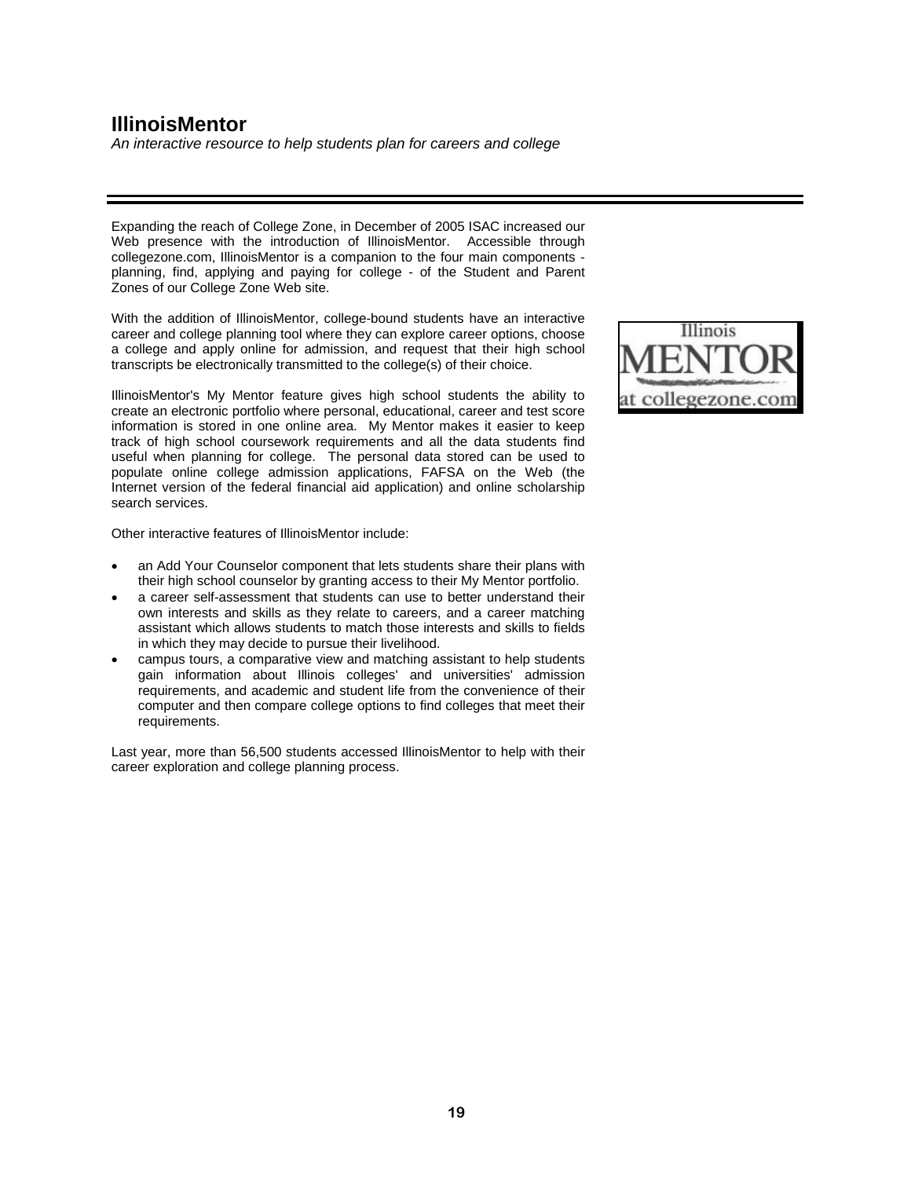# IllinoisMentor

*An interactive resource to help students plan for careers and college*

Expanding the reach of College Zone, in December of 2005 ISAC increased our Web presence with the introduction of IllinoisMentor. Accessible through collegezone.com, IllinoisMentor is a companion to the four main components - planning, find, applying and paying for college - of the Student and Parent Zones of our College Zone Web site.

With the addition of IllinoisMentor, college-bound students have an interactive career and college planning tool where they can explore career options, choose a college and apply online for admission, and request that their high school transcripts be electronically transmitted to the college(s) of their choice.

IllinoisMentor's My Mentor feature gives high school students the ability to create an electronic portfolio where personal, educational, career and test score information is stored in one online area. My Mentor makes it easier to keep track of high school coursework requirements and all the data students find useful when planning for college. The personal data stored can be used to populate online college admission applications, FAFSA on the Web (the Internet version of the federal financial aid application) and online scholarship search services.

Other interactive features of IllinoisMentor include:

- an Add Your Counselor component that lets students share their plans with their high school counselor by granting access to their My Mentor portfolio.
- a career self-assessment that students can use to better understand their own interests and skills as they relate to careers, and a career matching assistant which allows students to match those interests and skills to fields in which they may decide to pursue their livelihood.
- campus tours, a comparative view and matching assistant to help students gain information about Illinois colleges' and universities' admission requirements, and academic and student life from the convenience of their computer and then compare college options to find colleges that meet their requirements.

Last year, more than 56,500 students accessed IllinoisMentor to help with their career exploration and college planning process.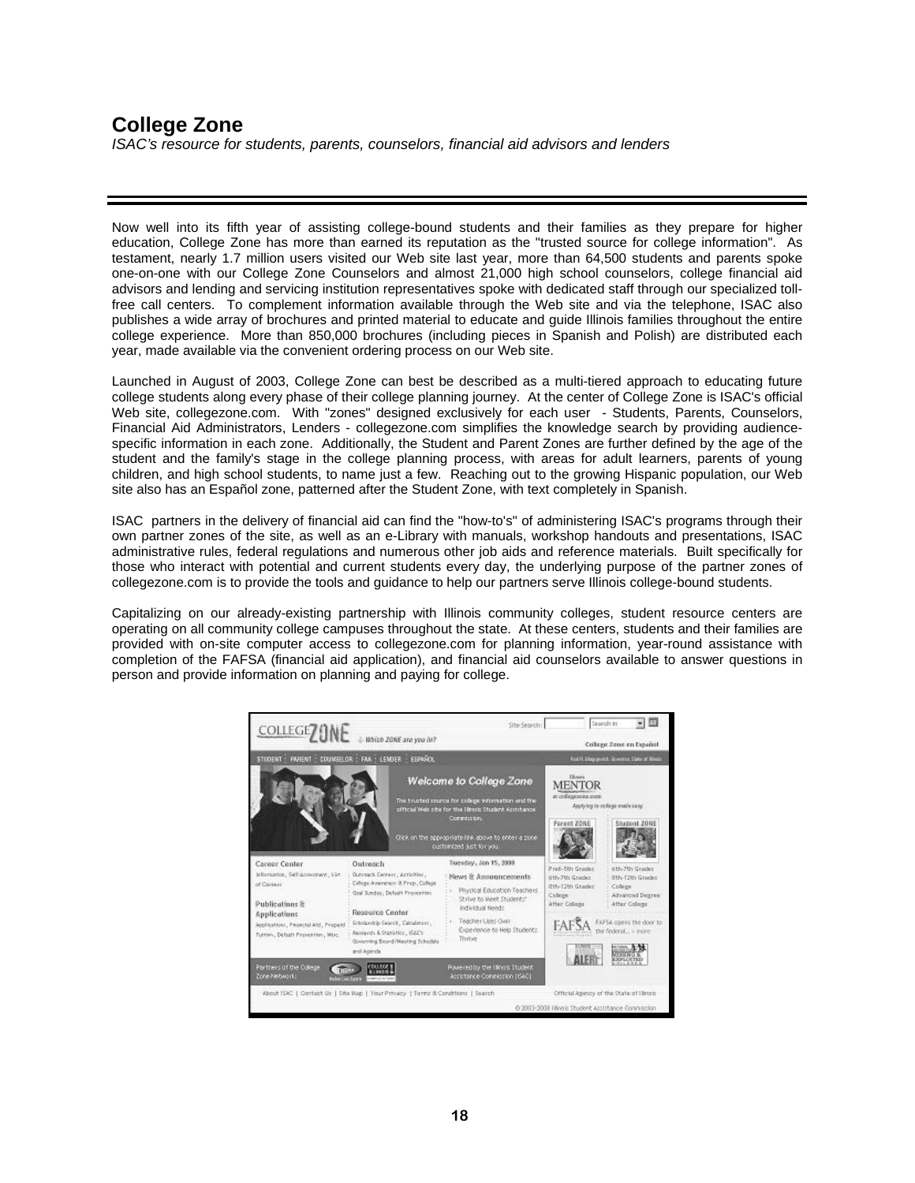# College Zone

*ISAC's resource for students, parents, counselors, financial aid advisors and lenders*

Now well into its fifth year of assisting college-bound students and their families as they prepare for higher education, College Zone has more than earned its reputation as the "trusted source for college information". As testament, nearly 1.7 million users visited our Web site last year, more than 64,500 students and parents spoke one-on-one with our College Zone Counselors and almost 21,000 high school counselors, college financial aid advisors and lending and servicing institution representatives spoke with dedicated staff through our specialized toll-free call centers. To complement information available through the Web site and via the telephone, ISAC also publishes a wide array of brochures and printed material to educate and guide Illinois families throughout the entire college experience. More than 850,000 brochures (including pieces in Spanish and Polish) are distributed each year, made available via the convenient ordering process on our Web site.

Launched in August of 2003, College Zone can best be described as a multi-tiered approach to educating future college students along every phase of their college planning journey. At the center of College Zone is ISAC's official Web site, collegezone.com. With "zones" designed exclusively for each user - Students, Parents, Counselors, Financial Aid Administrators, Lenders - collegezone.com simplifies the knowledge search by providing audience-specific information in each zone. Additionally, the Student and Parent Zones are further defined by the age of the student and the family's stage in the college planning process, with areas for adult learners, parents of young children, and high school students, to name just a few. Reaching out to the growing Hispanic population, our Web site also has an Español zone, patterned after the Student Zone, with text completely in Spanish.

ISAC partners in the delivery of financial aid can find the "how-to's" of administering ISAC's programs through their own partner zones of the site, as well as an e-Library with manuals, workshop handouts and presentations, ISAC administrative rules, federal regulations and numerous other job aids and reference materials. Built specifically for those who interact with potential and current students every day, the underlying purpose of the partner zones of collegezone.com is to provide the tools and guidance to help our partners serve Illinois college-bound students.

Capitalizing on our already-existing partnership with Illinois community colleges, student resource centers are operating on all community college campuses throughout the state. At these centers, students and their families are provided with on-site computer access to collegezone.com for planning information, year-round assistance with completion of the FAFSA (financial aid application), and financial aid counselors available to answer questions in person and provide information on planning and paying for college.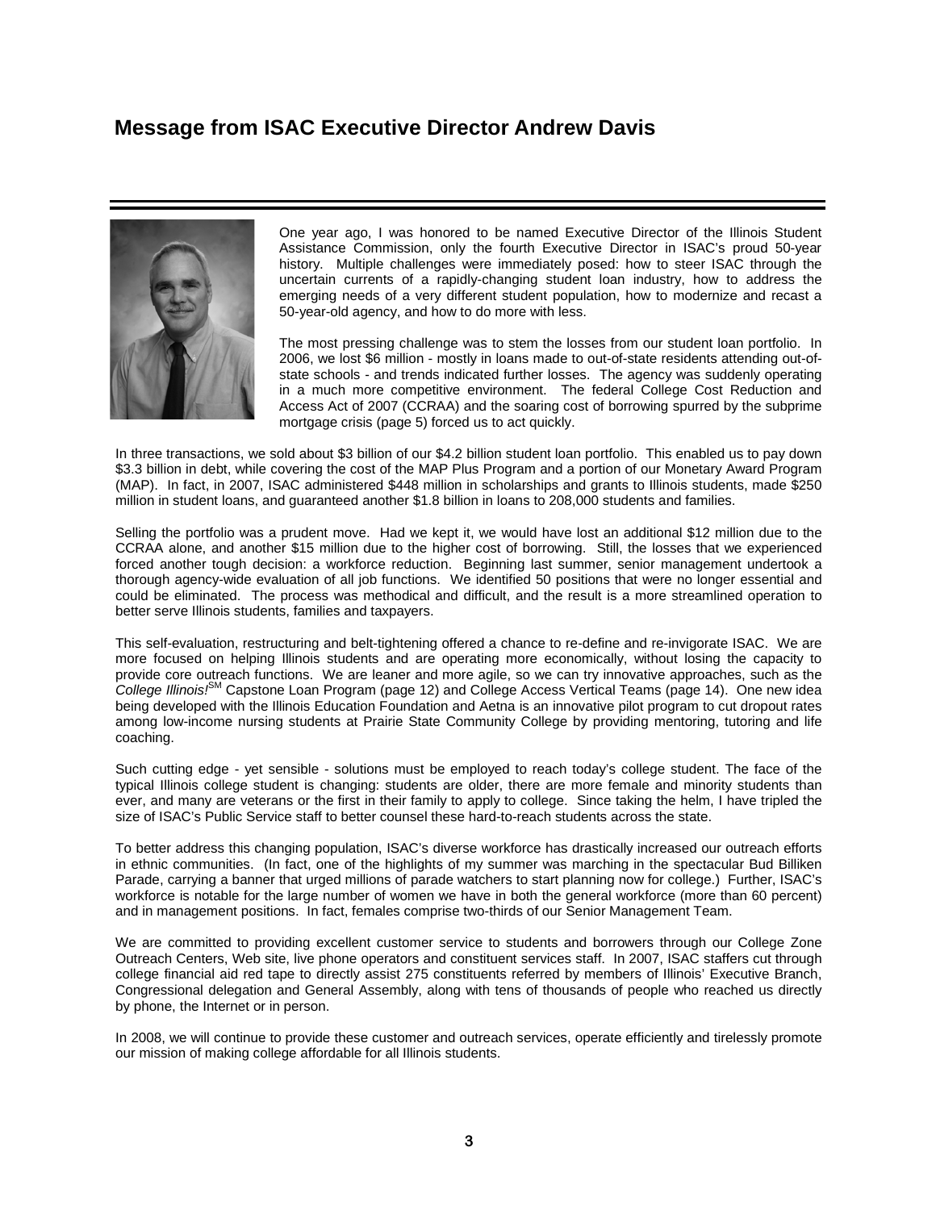## Message from ISAC Executive Director Andrew Davis

One year ago, I was honored to be named Executive Director of the Illinois Student Assistance Commission, only the fourth Executive Director in ISAC's proud 50-year history. Multiple challenges were immediately posed: how to steer ISAC through the uncertain currents of a rapidly-changing student loan industry, how to address the emerging needs of a very different student population, how to modernize and recast a 50-year-old agency, and how to do more with less.

The most pressing challenge was to stem the losses from our student loan portfolio. In 2006, we lost $6 million - mostly in loans made to out-of-state residents attending out-of-state schools - and trends indicated further losses. The agency was suddenly operating in a much more competitive environment. The federal College Cost Reduction and Access Act of 2007 (CCRAA) and the soaring cost of borrowing spurred by the subprime mortgage crisis (page 5) forced us to act quickly.

In three transactions, we sold about $3 billion of our $4.2 billion student loan portfolio. This enabled us to pay down $3.3 billion in debt, while covering the cost of the MAP Plus Program and a portion of our Monetary Award Program (MAP). In fact, in 2007, ISAC administered $448 million in scholarships and grants to Illinois students, made $250 million in student loans, and guaranteed another $1.8 billion in loans to 208,000 students and families.

Selling the portfolio was a prudent move. Had we kept it, we would have lost an additional $12 million due to the CCRAA alone, and another $15 million due to the higher cost of borrowing. Still, the losses that we experienced forced another tough decision: a workforce reduction. Beginning last summer, senior management undertook a thorough agency-wide evaluation of all job functions. We identified 50 positions that were no longer essential and could be eliminated. The process was methodical and difficult, and the result is a more streamlined operation to better serve Illinois students, families and taxpayers.

This self-evaluation, restructuring and belt-tightening offered a chance to re-define and re-invigorate ISAC. We are more focused on helping Illinois students and are operating more economically, without losing the capacity to provide core outreach functions. We are leaner and more agile, so we can try innovative approaches, such as the *College Illinois!*SM Capstone Loan Program (page 12) and College Access Vertical Teams (page 14). One new idea being developed with the Illinois Education Foundation and Aetna is an innovative pilot program to cut dropout rates among low-income nursing students at Prairie State Community College by providing mentoring, tutoring and life coaching.

Such cutting edge - yet sensible - solutions must be employed to reach today's college student. The face of the typical Illinois college student is changing: students are older, there are more female and minority students than ever, and many are veterans or the first in their family to apply to college. Since taking the helm, I have tripled the size of ISAC's Public Service staff to better counsel these hard-to-reach students across the state.

To better address this changing population, ISAC's diverse workforce has drastically increased our outreach efforts in ethnic communities. (In fact, one of the highlights of my summer was marching in the spectacular Bud Billiken Parade, carrying a banner that urged millions of parade watchers to start planning now for college.) Further, ISAC's workforce is notable for the large number of women we have in both the general workforce (more than 60 percent) and in management positions. In fact, females comprise two-thirds of our Senior Management Team.

We are committed to providing excellent customer service to students and borrowers through our College Zone Outreach Centers, Web site, live phone operators and constituent services staff. In 2007, ISAC staffers cut through college financial aid red tape to directly assist 275 constituents referred by members of Illinois' Executive Branch, Congressional delegation and General Assembly, along with tens of thousands of people who reached us directly by phone, the Internet or in person.

In 2008, we will continue to provide these customer and outreach services, operate efficiently and tirelessly promote our mission of making college affordable for all Illinois students.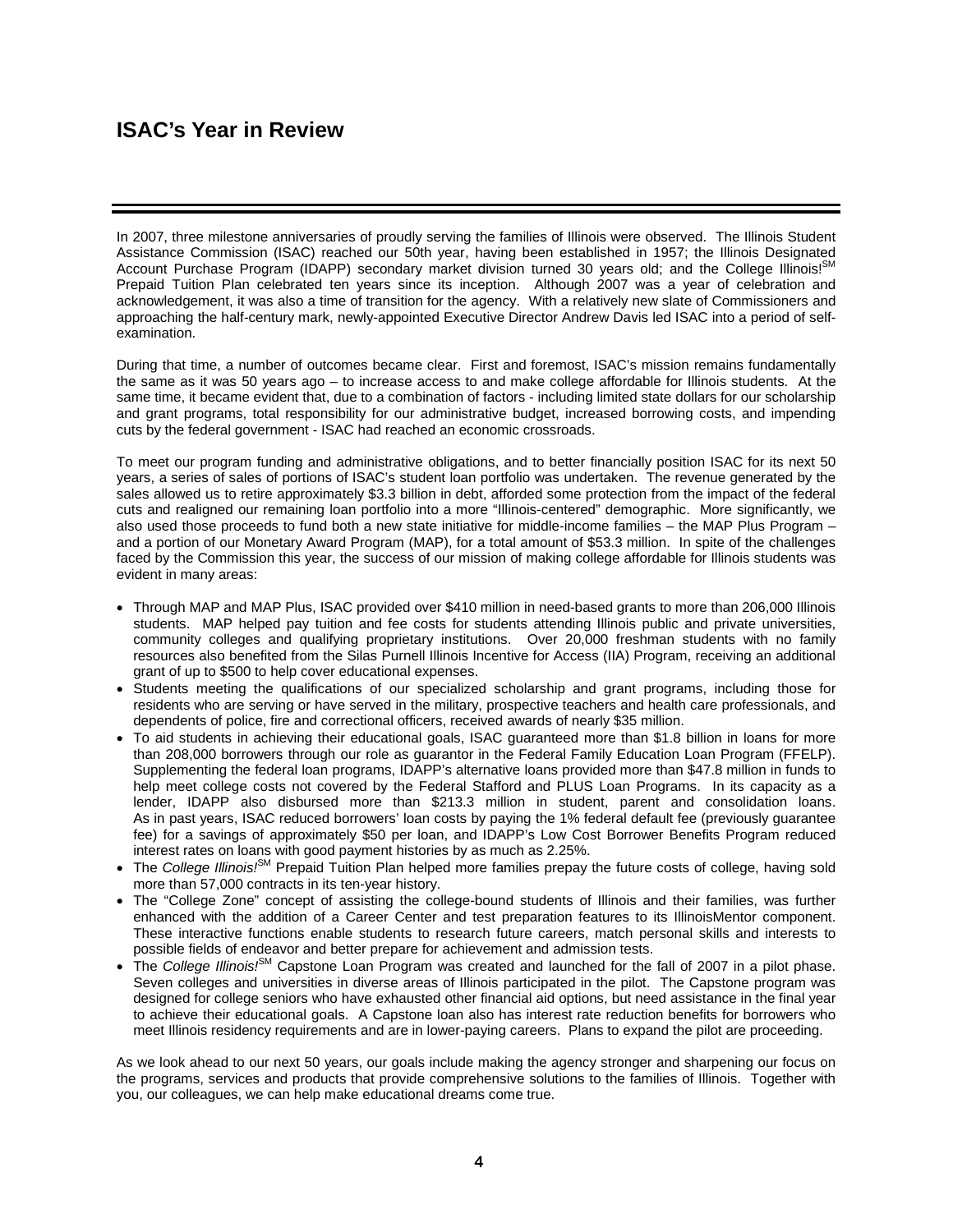# ISAC's Year in Review

In 2007, three milestone anniversaries of proudly serving the families of Illinois were observed. The Illinois Student Assistance Commission (ISAC) reached our 50th year, having been established in 1957; the Illinois Designated Account Purchase Program (IDAPP) secondary market division turned 30 years old; and the College Illinois!SM Prepaid Tuition Plan celebrated ten years since its inception. Although 2007 was a year of celebration and acknowledgement, it was also a time of transition for the agency. With a relatively new slate of Commissioners and approaching the half-century mark, newly-appointed Executive Director Andrew Davis led ISAC into a period of self-examination.

During that time, a number of outcomes became clear. First and foremost, ISAC's mission remains fundamentally the same as it was 50 years ago – to increase access to and make college affordable for Illinois students. At the same time, it became evident that, due to a combination of factors - including limited state dollars for our scholarship and grant programs, total responsibility for our administrative budget, increased borrowing costs, and impending cuts by the federal government - ISAC had reached an economic crossroads.

To meet our program funding and administrative obligations, and to better financially position ISAC for its next 50 years, a series of sales of portions of ISAC's student loan portfolio was undertaken. The revenue generated by the sales allowed us to retire approximately $3.3 billion in debt, afforded some protection from the impact of the federal cuts and realigned our remaining loan portfolio into a more "Illinois-centered" demographic. More significantly, we also used those proceeds to fund both a new state initiative for middle-income families – the MAP Plus Program – and a portion of our Monetary Award Program (MAP), for a total amount of $53.3 million. In spite of the challenges faced by the Commission this year, the success of our mission of making college affordable for Illinois students was evident in many areas:

- Through MAP and MAP Plus, ISAC provided over $410 million in need-based grants to more than 206,000 Illinois students. MAP helped pay tuition and fee costs for students attending Illinois public and private universities, community colleges and qualifying proprietary institutions. Over 20,000 freshman students with no family resources also benefited from the Silas Purnell Illinois Incentive for Access (IIA) Program, receiving an additional grant of up to $500 to help cover educational expenses.
- Students meeting the qualifications of our specialized scholarship and grant programs, including those for residents who are serving or have served in the military, prospective teachers and health care professionals, and dependents of police, fire and correctional officers, received awards of nearly $35 million.
- To aid students in achieving their educational goals, ISAC guaranteed more than $1.8 billion in loans for more than 208,000 borrowers through our role as guarantor in the Federal Family Education Loan Program (FFELP). Supplementing the federal loan programs, IDAPP's alternative loans provided more than $47.8 million in funds to help meet college costs not covered by the Federal Stafford and PLUS Loan Programs. In its capacity as a lender, IDAPP also disbursed more than $213.3 million in student, parent and consolidation loans. As in past years, ISAC reduced borrowers' loan costs by paying the 1% federal default fee (previously guarantee fee) for a savings of approximately $50 per loan, and IDAPP's Low Cost Borrower Benefits Program reduced interest rates on loans with good payment histories by as much as 2.25%.
- The *College Illinois!*SM Prepaid Tuition Plan helped more families prepay the future costs of college, having sold more than 57,000 contracts in its ten-year history.
- The "College Zone" concept of assisting the college-bound students of Illinois and their families, was further enhanced with the addition of a Career Center and test preparation features to its IllinoisMentor component. These interactive functions enable students to research future careers, match personal skills and interests to possible fields of endeavor and better prepare for achievement and admission tests.
- The *College Illinois!*SM Capstone Loan Program was created and launched for the fall of 2007 in a pilot phase. Seven colleges and universities in diverse areas of Illinois participated in the pilot. The Capstone program was designed for college seniors who have exhausted other financial aid options, but need assistance in the final year to achieve their educational goals. A Capstone loan also has interest rate reduction benefits for borrowers who meet Illinois residency requirements and are in lower-paying careers. Plans to expand the pilot are proceeding.

As we look ahead to our next 50 years, our goals include making the agency stronger and sharpening our focus on the programs, services and products that provide comprehensive solutions to the families of Illinois. Together with you, our colleagues, we can help make educational dreams come true.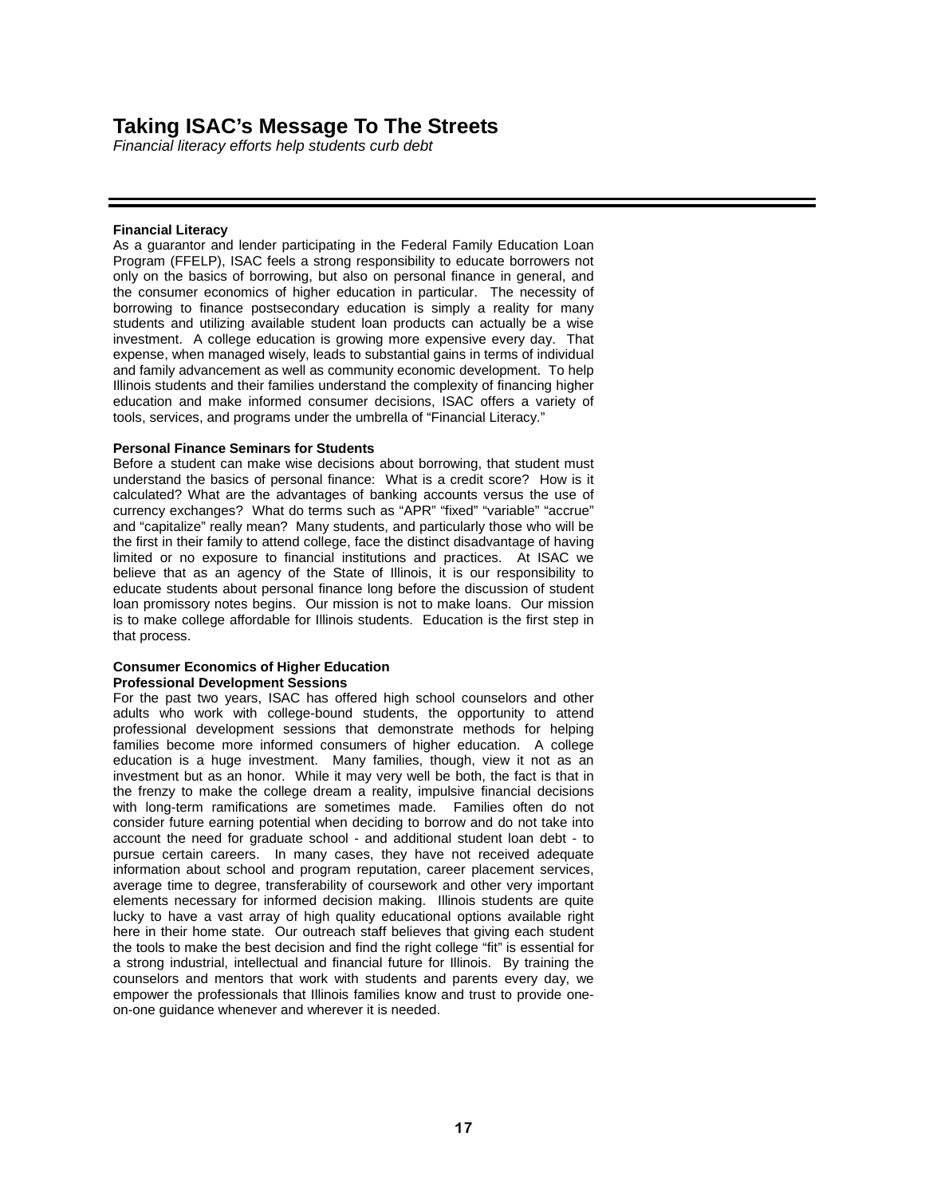# Taking ISAC's Message To The Streets

*Financial literacy efforts help students curb debt*

---

**Financial Literacy**

As a guarantor and lender participating in the Federal Family Education Loan Program (FFELP), ISAC feels a strong responsibility to educate borrowers not only on the basics of borrowing, but also on personal finance in general, and the consumer economics of higher education in particular. The necessity of borrowing to finance postsecondary education is simply a reality for many students and utilizing available student loan products can actually be a wise investment. A college education is growing more expensive every day. That expense, when managed wisely, leads to substantial gains in terms of individual and family advancement as well as community economic development. To help Illinois students and their families understand the complexity of financing higher education and make informed consumer decisions, ISAC offers a variety of tools, services, and programs under the umbrella of "Financial Literacy."

**Personal Finance Seminars for Students**

Before a student can make wise decisions about borrowing, that student must understand the basics of personal finance: What is a credit score? How is it calculated? What are the advantages of banking accounts versus the use of currency exchanges? What do terms such as "APR" "fixed" "variable" "accrue" and "capitalize" really mean? Many students, and particularly those who will be the first in their family to attend college, face the distinct disadvantage of having limited or no exposure to financial institutions and practices. At ISAC we believe that as an agency of the State of Illinois, it is our responsibility to educate students about personal finance long before the discussion of student loan promissory notes begins. Our mission is not to make loans. Our mission is to make college affordable for Illinois students. Education is the first step in that process.

**Consumer Economics of Higher Education**
**Professional Development Sessions**

For the past two years, ISAC has offered high school counselors and other adults who work with college-bound students, the opportunity to attend professional development sessions that demonstrate methods for helping families become more informed consumers of higher education. A college education is a huge investment. Many families, though, view it not as an investment but as an honor. While it may very well be both, the fact is that in the frenzy to make the college dream a reality, impulsive financial decisions with long-term ramifications are sometimes made. Families often do not consider future earning potential when deciding to borrow and do not take into account the need for graduate school - and additional student loan debt - to pursue certain careers. In many cases, they have not received adequate information about school and program reputation, career placement services, average time to degree, transferability of coursework and other very important elements necessary for informed decision making. Illinois students are quite lucky to have a vast array of high quality educational options available right here in their home state. Our outreach staff believes that giving each student the tools to make the best decision and find the right college "fit" is essential for a strong industrial, intellectual and financial future for Illinois. By training the counselors and mentors that work with students and parents every day, we empower the professionals that Illinois families know and trust to provide one-on-one guidance whenever and wherever it is needed.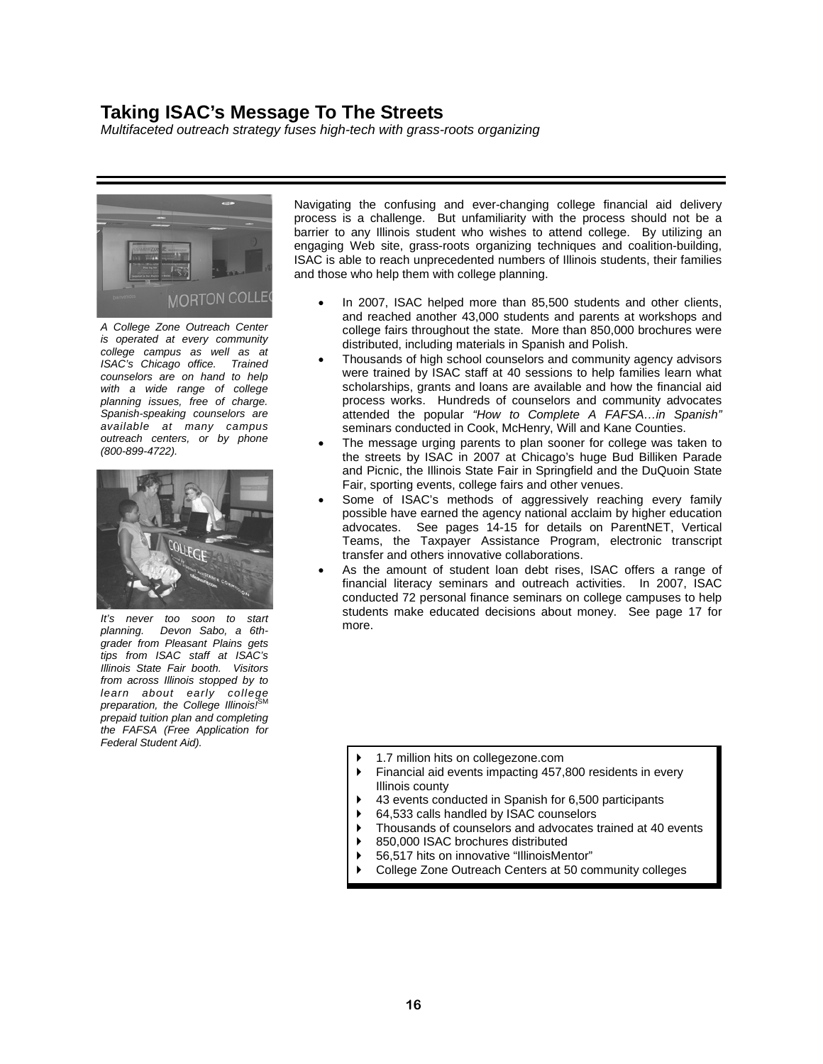# Taking ISAC's Message To The Streets

*Multifaceted outreach strategy fuses high-tech with grass-roots organizing*

Navigating the confusing and ever-changing college financial aid delivery process is a challenge. But unfamiliarity with the process should not be a barrier to any Illinois student who wishes to attend college. By utilizing an engaging Web site, grass-roots organizing techniques and coalition-building, ISAC is able to reach unprecedented numbers of Illinois students, their families and those who help them with college planning.

- In 2007, ISAC helped more than 85,500 students and other clients, and reached another 43,000 students and parents at workshops and college fairs throughout the state. More than 850,000 brochures were distributed, including materials in Spanish and Polish.
- Thousands of high school counselors and community agency advisors were trained by ISAC staff at 40 sessions to help families learn what scholarships, grants and loans are available and how the financial aid process works. Hundreds of counselors and community advocates attended the popular *"How to Complete A FAFSA…in Spanish"* seminars conducted in Cook, McHenry, Will and Kane Counties.
- The message urging parents to plan sooner for college was taken to the streets by ISAC in 2007 at Chicago's huge Bud Billiken Parade and Picnic, the Illinois State Fair in Springfield and the DuQuoin State Fair, sporting events, college fairs and other venues.
- Some of ISAC's methods of aggressively reaching every family possible have earned the agency national acclaim by higher education advocates. See pages 14-15 for details on ParentNET, Vertical Teams, the Taxpayer Assistance Program, electronic transcript transfer and others innovative collaborations.
- As the amount of student loan debt rises, ISAC offers a range of financial literacy seminars and outreach activities. In 2007, ISAC conducted 72 personal finance seminars on college campuses to help students make educated decisions about money. See page 17 for more.

*A College Zone Outreach Center is operated at every community college campus as well as at ISAC's Chicago office. Trained counselors are on hand to help with a wide range of college planning issues, free of charge. Spanish-speaking counselors are available at many campus outreach centers, or by phone (800-899-4722).*

*It's never too soon to start planning. Devon Sabo, a 6th-grader from Pleasant Plains gets tips from ISAC staff at ISAC's Illinois State Fair booth. Visitors from across Illinois stopped by to learn about early college preparation, the College Illinois!SM prepaid tuition plan and completing the FAFSA (Free Application for Federal Student Aid).*

- 1.7 million hits on collegezone.com
- Financial aid events impacting 457,800 residents in every Illinois county
- 43 events conducted in Spanish for 6,500 participants
- 64,533 calls handled by ISAC counselors
- Thousands of counselors and advocates trained at 40 events
- 850,000 ISAC brochures distributed
- 56,517 hits on innovative "IllinoisMentor"
- College Zone Outreach Centers at 50 community colleges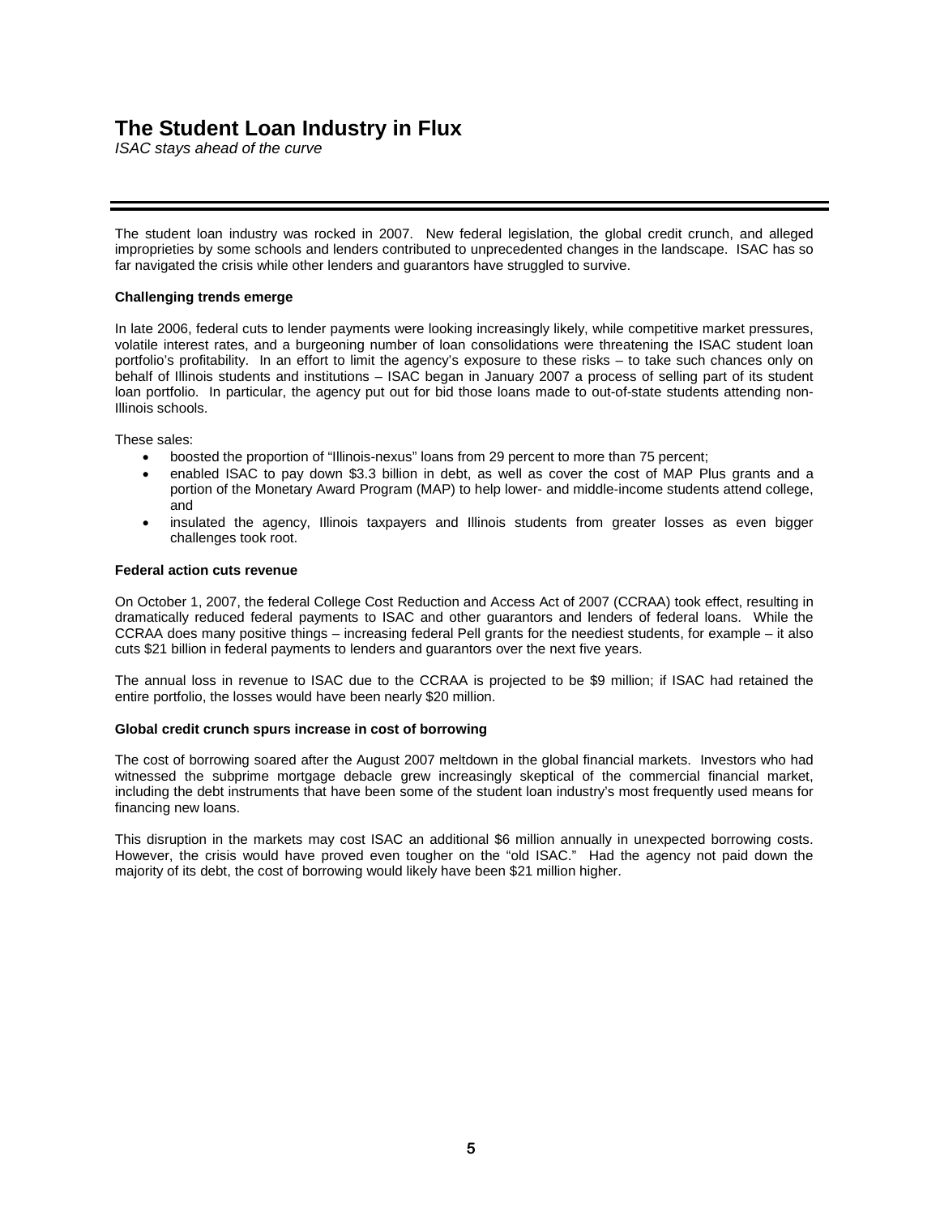# The Student Loan Industry in Flux

*ISAC stays ahead of the curve*

The student loan industry was rocked in 2007. New federal legislation, the global credit crunch, and alleged improprieties by some schools and lenders contributed to unprecedented changes in the landscape. ISAC has so far navigated the crisis while other lenders and guarantors have struggled to survive.

**Challenging trends emerge**

In late 2006, federal cuts to lender payments were looking increasingly likely, while competitive market pressures, volatile interest rates, and a burgeoning number of loan consolidations were threatening the ISAC student loan portfolio's profitability. In an effort to limit the agency's exposure to these risks – to take such chances only on behalf of Illinois students and institutions – ISAC began in January 2007 a process of selling part of its student loan portfolio. In particular, the agency put out for bid those loans made to out-of-state students attending non-Illinois schools.

These sales:

- boosted the proportion of "Illinois-nexus" loans from 29 percent to more than 75 percent;
- enabled ISAC to pay down $3.3 billion in debt, as well as cover the cost of MAP Plus grants and a portion of the Monetary Award Program (MAP) to help lower- and middle-income students attend college, and
- insulated the agency, Illinois taxpayers and Illinois students from greater losses as even bigger challenges took root.

**Federal action cuts revenue**

On October 1, 2007, the federal College Cost Reduction and Access Act of 2007 (CCRAA) took effect, resulting in dramatically reduced federal payments to ISAC and other guarantors and lenders of federal loans. While the CCRAA does many positive things – increasing federal Pell grants for the neediest students, for example – it also cuts $21 billion in federal payments to lenders and guarantors over the next five years.

The annual loss in revenue to ISAC due to the CCRAA is projected to be $9 million; if ISAC had retained the entire portfolio, the losses would have been nearly $20 million.

**Global credit crunch spurs increase in cost of borrowing**

The cost of borrowing soared after the August 2007 meltdown in the global financial markets. Investors who had witnessed the subprime mortgage debacle grew increasingly skeptical of the commercial financial market, including the debt instruments that have been some of the student loan industry's most frequently used means for financing new loans.

This disruption in the markets may cost ISAC an additional $6 million annually in unexpected borrowing costs. However, the crisis would have proved even tougher on the "old ISAC." Had the agency not paid down the majority of its debt, the cost of borrowing would likely have been $21 million higher.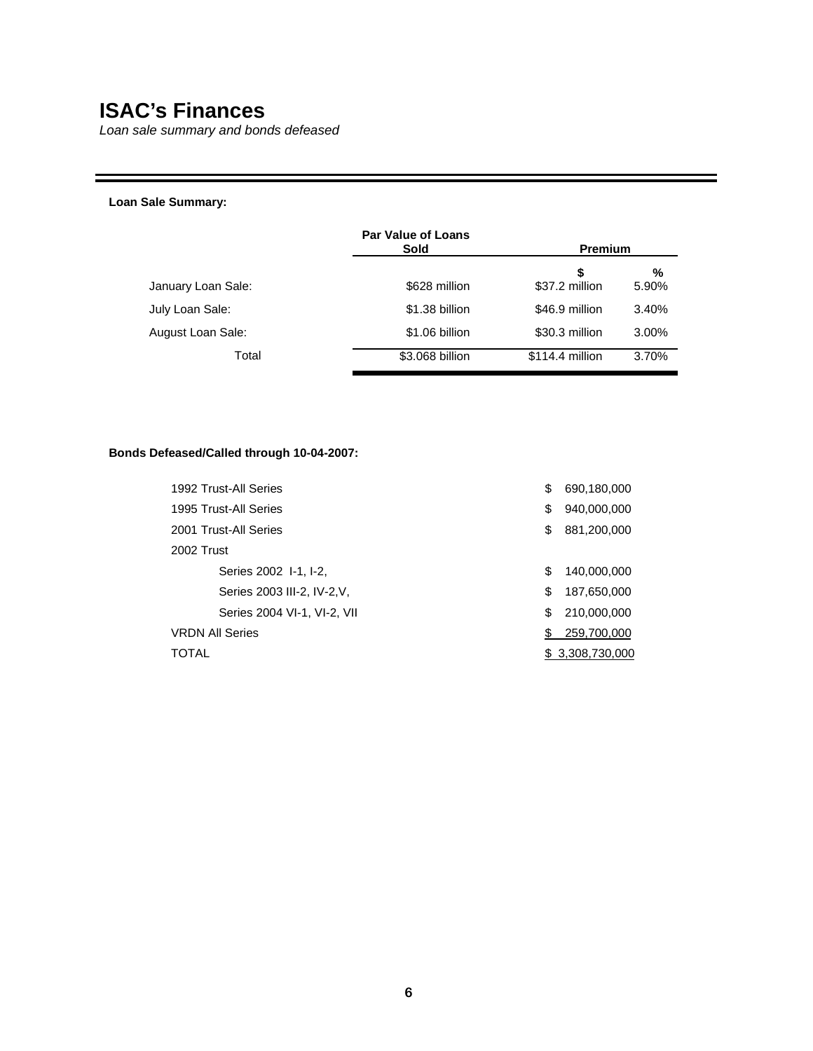# ISAC's Finances

*Loan sale summary and bonds defeased*

**Loan Sale Summary:**

| | Par Value of Loans Sold | Premium | |
|---|---|---|---|
| | | **$** | **%** |
| January Loan Sale: | $628 million | $37.2 million | 5.90% |
| July Loan Sale: | $1.38 billion | $46.9 million | 3.40% |
| August Loan Sale: | $1.06 billion | $30.3 million | 3.00% |
| Total | $3.068 billion | $114.4 million | 3.70% |

**Bonds Defeased/Called through 10-04-2007:**

| | |
|---|---|
| 1992 Trust-All Series | $ 690,180,000 |
| 1995 Trust-All Series | $ 940,000,000 |
| 2001 Trust-All Series | $ 881,200,000 |
| 2002 Trust | |
| Series 2002 I-1, I-2, | $ 140,000,000 |
| Series 2003 III-2, IV-2,V, | $ 187,650,000 |
| Series 2004 VI-1, VI-2, VII | $ 210,000,000 |
| VRDN All Series | $ 259,700,000 |
| TOTAL | $ 3,308,730,000 |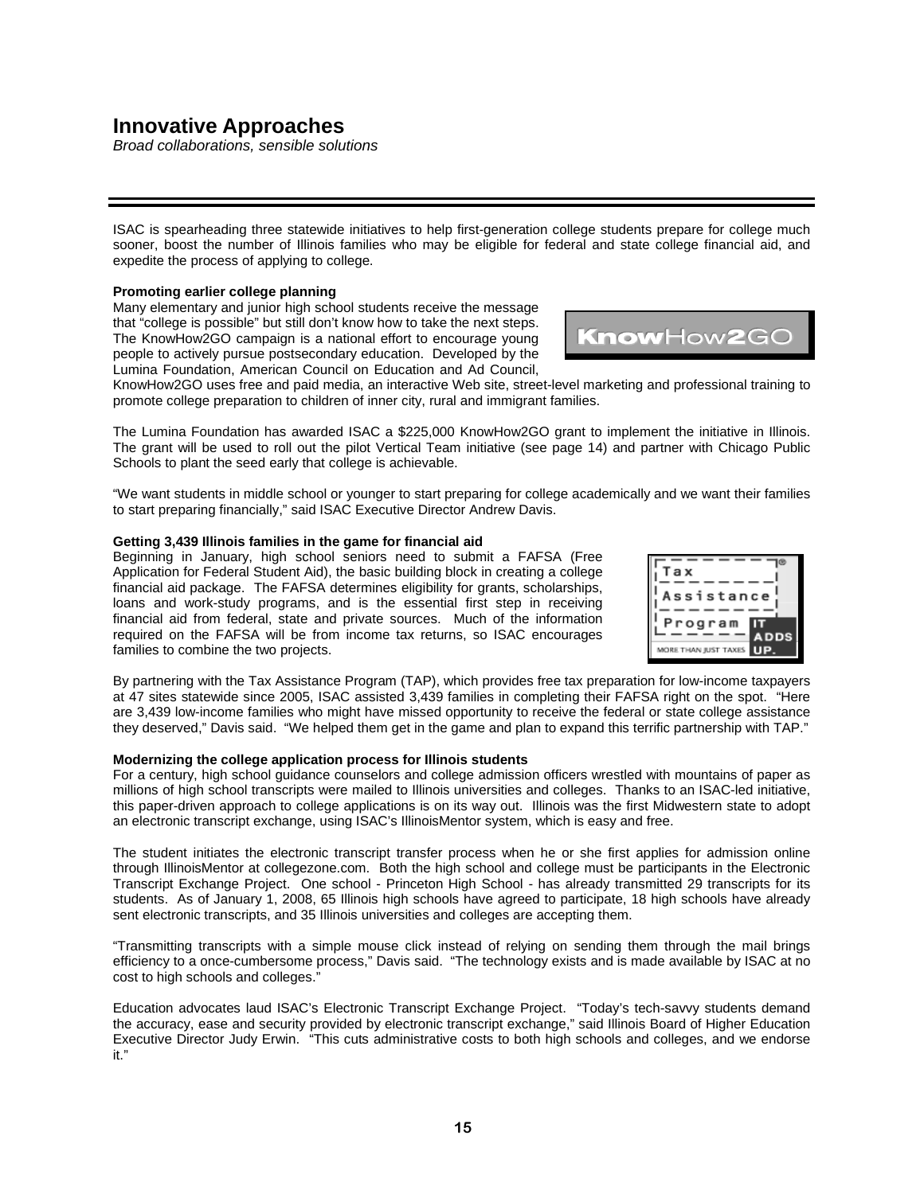# Innovative Approaches

*Broad collaborations, sensible solutions*

ISAC is spearheading three statewide initiatives to help first-generation college students prepare for college much sooner, boost the number of Illinois families who may be eligible for federal and state college financial aid, and expedite the process of applying to college.

**Promoting earlier college planning**

Many elementary and junior high school students receive the message that "college is possible" but still don't know how to take the next steps. The KnowHow2GO campaign is a national effort to encourage young people to actively pursue postsecondary education. Developed by the Lumina Foundation, American Council on Education and Ad Council, KnowHow2GO uses free and paid media, an interactive Web site, street-level marketing and professional training to promote college preparation to children of inner city, rural and immigrant families.

The Lumina Foundation has awarded ISAC a $225,000 KnowHow2GO grant to implement the initiative in Illinois. The grant will be used to roll out the pilot Vertical Team initiative (see page 14) and partner with Chicago Public Schools to plant the seed early that college is achievable.

"We want students in middle school or younger to start preparing for college academically and we want their families to start preparing financially," said ISAC Executive Director Andrew Davis.

**Getting 3,439 Illinois families in the game for financial aid**

Beginning in January, high school seniors need to submit a FAFSA (Free Application for Federal Student Aid), the basic building block in creating a college financial aid package. The FAFSA determines eligibility for grants, scholarships, loans and work-study programs, and is the essential first step in receiving financial aid from federal, state and private sources. Much of the information required on the FAFSA will be from income tax returns, so ISAC encourages families to combine the two projects.

By partnering with the Tax Assistance Program (TAP), which provides free tax preparation for low-income taxpayers at 47 sites statewide since 2005, ISAC assisted 3,439 families in completing their FAFSA right on the spot. "Here are 3,439 low-income families who might have missed opportunity to receive the federal or state college assistance they deserved," Davis said. "We helped them get in the game and plan to expand this terrific partnership with TAP."

**Modernizing the college application process for Illinois students**

For a century, high school guidance counselors and college admission officers wrestled with mountains of paper as millions of high school transcripts were mailed to Illinois universities and colleges. Thanks to an ISAC-led initiative, this paper-driven approach to college applications is on its way out. Illinois was the first Midwestern state to adopt an electronic transcript exchange, using ISAC's IllinoisMentor system, which is easy and free.

The student initiates the electronic transcript transfer process when he or she first applies for admission online through IllinoisMentor at collegezone.com. Both the high school and college must be participants in the Electronic Transcript Exchange Project. One school - Princeton High School - has already transmitted 29 transcripts for its students. As of January 1, 2008, 65 Illinois high schools have agreed to participate, 18 high schools have already sent electronic transcripts, and 35 Illinois universities and colleges are accepting them.

"Transmitting transcripts with a simple mouse click instead of relying on sending them through the mail brings efficiency to a once-cumbersome process," Davis said. "The technology exists and is made available by ISAC at no cost to high schools and colleges."

Education advocates laud ISAC's Electronic Transcript Exchange Project. "Today's tech-savvy students demand the accuracy, ease and security provided by electronic transcript exchange," said Illinois Board of Higher Education Executive Director Judy Erwin. "This cuts administrative costs to both high schools and colleges, and we endorse it."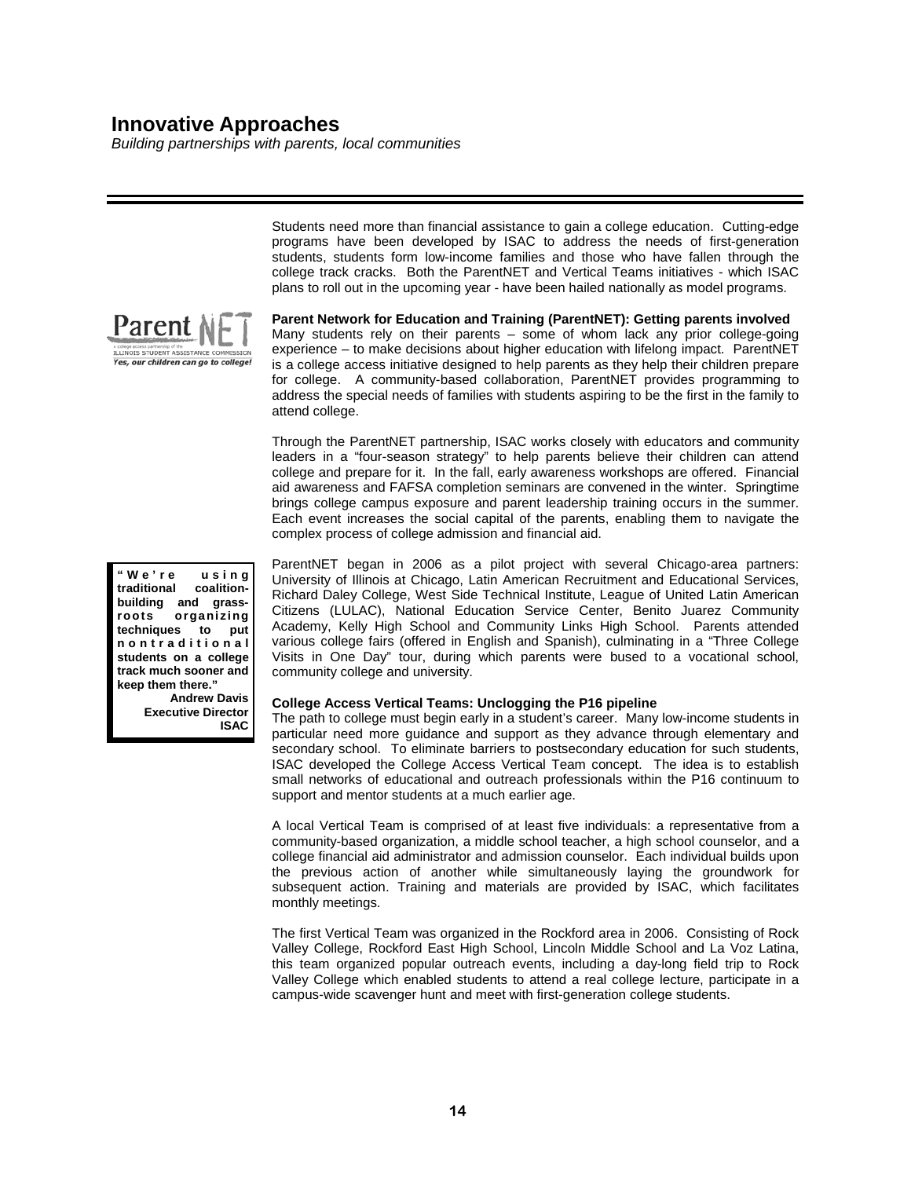# Innovative Approaches

*Building partnerships with parents, local communities*

Students need more than financial assistance to gain a college education. Cutting-edge programs have been developed by ISAC to address the needs of first-generation students, students form low-income families and those who have fallen through the college track cracks. Both the ParentNET and Vertical Teams initiatives - which ISAC plans to roll out in the upcoming year - have been hailed nationally as model programs.

**Parent Network for Education and Training (ParentNET): Getting parents involved**

Many students rely on their parents – some of whom lack any prior college-going experience – to make decisions about higher education with lifelong impact. ParentNET is a college access initiative designed to help parents as they help their children prepare for college. A community-based collaboration, ParentNET provides programming to address the special needs of families with students aspiring to be the first in the family to attend college.

Through the ParentNET partnership, ISAC works closely with educators and community leaders in a "four-season strategy" to help parents believe their children can attend college and prepare for it. In the fall, early awareness workshops are offered. Financial aid awareness and FAFSA completion seminars are convened in the winter. Springtime brings college campus exposure and parent leadership training occurs in the summer. Each event increases the social capital of the parents, enabling them to navigate the complex process of college admission and financial aid.

> **"We're using traditional coalition-building and grass-roots organizing techniques to put nontraditional students on a college track much sooner and keep them there."**
> **Andrew Davis**
> **Executive Director**
> **ISAC**

ParentNET began in 2006 as a pilot project with several Chicago-area partners: University of Illinois at Chicago, Latin American Recruitment and Educational Services, Richard Daley College, West Side Technical Institute, League of United Latin American Citizens (LULAC), National Education Service Center, Benito Juarez Community Academy, Kelly High School and Community Links High School. Parents attended various college fairs (offered in English and Spanish), culminating in a "Three College Visits in One Day" tour, during which parents were bused to a vocational school, community college and university.

**College Access Vertical Teams: Unclogging the P16 pipeline**

The path to college must begin early in a student's career. Many low-income students in particular need more guidance and support as they advance through elementary and secondary school. To eliminate barriers to postsecondary education for such students, ISAC developed the College Access Vertical Team concept. The idea is to establish small networks of educational and outreach professionals within the P16 continuum to support and mentor students at a much earlier age.

A local Vertical Team is comprised of at least five individuals: a representative from a community-based organization, a middle school teacher, a high school counselor, and a college financial aid administrator and admission counselor. Each individual builds upon the previous action of another while simultaneously laying the groundwork for subsequent action. Training and materials are provided by ISAC, which facilitates monthly meetings.

The first Vertical Team was organized in the Rockford area in 2006. Consisting of Rock Valley College, Rockford East High School, Lincoln Middle School and La Voz Latina, this team organized popular outreach events, including a day-long field trip to Rock Valley College which enabled students to attend a real college lecture, participate in a campus-wide scavenger hunt and meet with first-generation college students.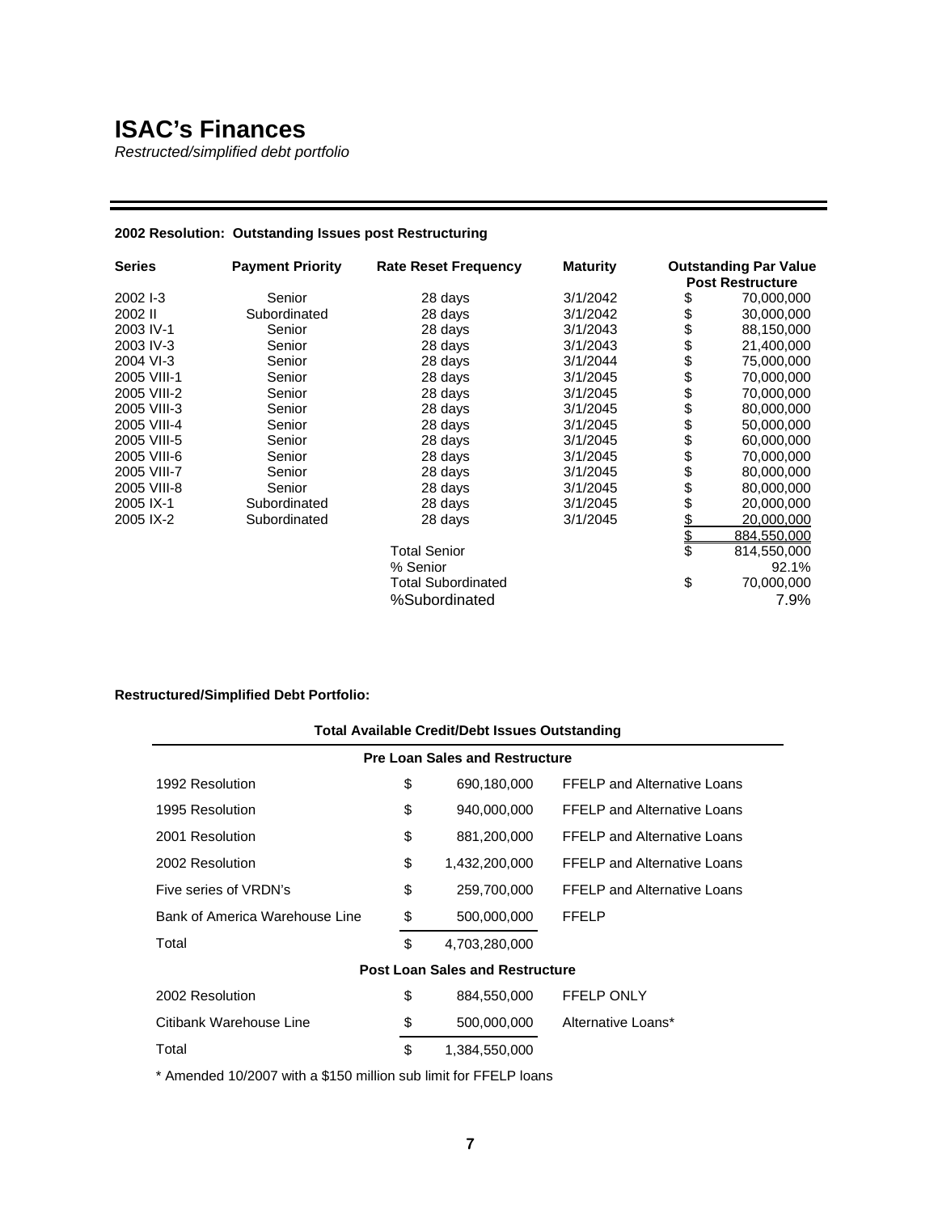# ISAC's Finances

*Restructed/simplified debt portfolio*

**2002 Resolution: Outstanding Issues post Restructuring**

| Series | Payment Priority | Rate Reset Frequency | Maturity | Outstanding Par Value Post Restructure |
|---|---|---|---|---|
| 2002 I-3 | Senior | 28 days | 3/1/2042 | $ 70,000,000 |
| 2002 II | Subordinated | 28 days | 3/1/2042 | $ 30,000,000 |
| 2003 IV-1 | Senior | 28 days | 3/1/2043 | $ 88,150,000 |
| 2003 IV-3 | Senior | 28 days | 3/1/2043 | $ 21,400,000 |
| 2004 VI-3 | Senior | 28 days | 3/1/2044 | $ 75,000,000 |
| 2005 VIII-1 | Senior | 28 days | 3/1/2045 | $ 70,000,000 |
| 2005 VIII-2 | Senior | 28 days | 3/1/2045 | $ 70,000,000 |
| 2005 VIII-3 | Senior | 28 days | 3/1/2045 | $ 80,000,000 |
| 2005 VIII-4 | Senior | 28 days | 3/1/2045 | $ 50,000,000 |
| 2005 VIII-5 | Senior | 28 days | 3/1/2045 | $ 60,000,000 |
| 2005 VIII-6 | Senior | 28 days | 3/1/2045 | $ 70,000,000 |
| 2005 VIII-7 | Senior | 28 days | 3/1/2045 | $ 80,000,000 |
| 2005 VIII-8 | Senior | 28 days | 3/1/2045 | $ 80,000,000 |
| 2005 IX-1 | Subordinated | 28 days | 3/1/2045 | $ 20,000,000 |
| 2005 IX-2 | Subordinated | 28 days | 3/1/2045 | $ 20,000,000 |
| | | | | $ 884,550,000 |
| | | Total Senior | | $ 814,550,000 |
| | | % Senior | | 92.1% |
| | | Total Subordinated | | $ 70,000,000 |
| | | %Subordinated | | 7.9% |

**Restructured/Simplified Debt Portfolio:**

**Total Available Credit/Debt Issues Outstanding**

| | | | |
|---|---|---|---|
| **Pre Loan Sales and Restructure** | | | |
| 1992 Resolution | $ | 690,180,000 | FFELP and Alternative Loans |
| 1995 Resolution | $ | 940,000,000 | FFELP and Alternative Loans |
| 2001 Resolution | $ | 881,200,000 | FFELP and Alternative Loans |
| 2002 Resolution | $ | 1,432,200,000 | FFELP and Alternative Loans |
| Five series of VRDN's | $ | 259,700,000 | FFELP and Alternative Loans |
| Bank of America Warehouse Line | $ | 500,000,000 | FFELP |
| Total | $ | 4,703,280,000 | |
| **Post Loan Sales and Restructure** | | | |
| 2002 Resolution | $ | 884,550,000 | FFELP ONLY |
| Citibank Warehouse Line | $ | 500,000,000 | Alternative Loans* |
| Total | $ | 1,384,550,000 | |

* Amended 10/2007 with a $150 million sub limit for FFELP loans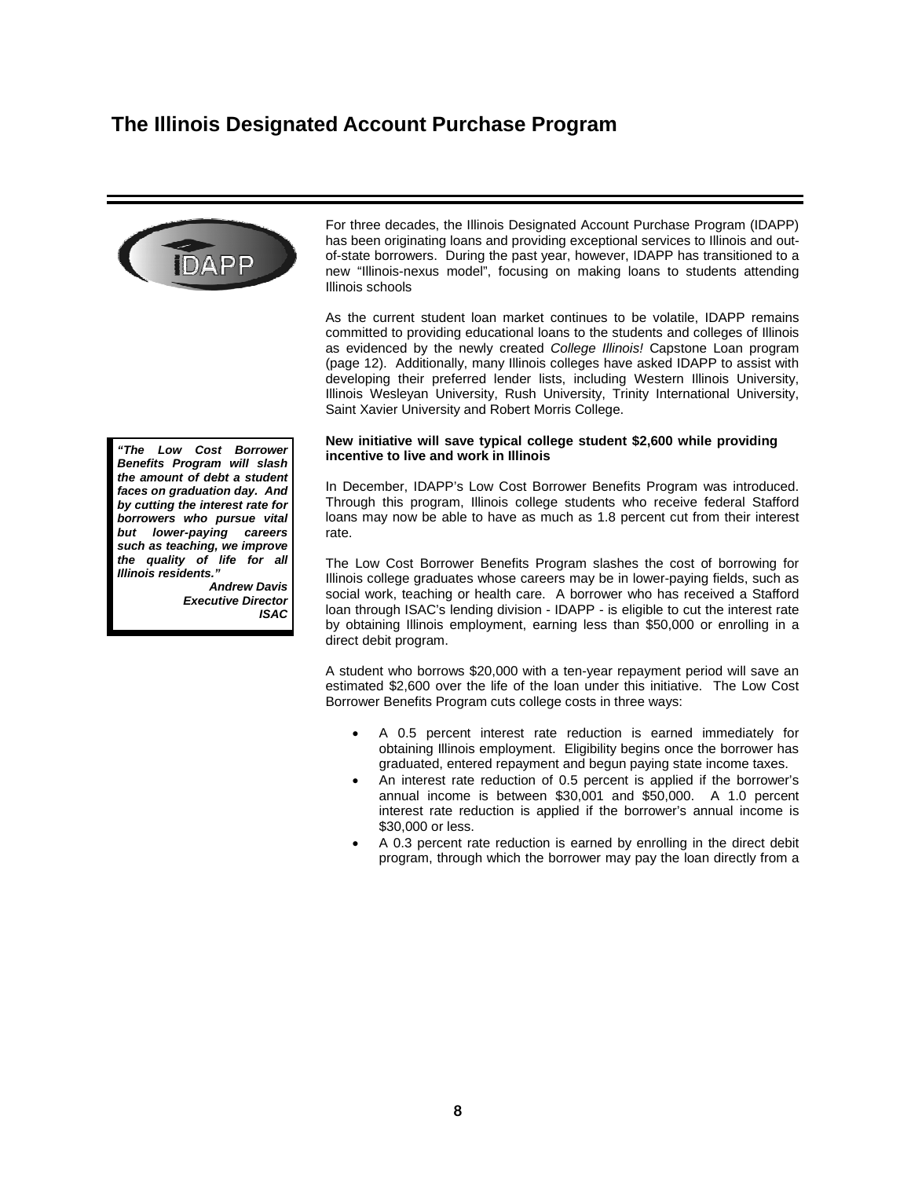# The Illinois Designated Account Purchase Program

For three decades, the Illinois Designated Account Purchase Program (IDAPP) has been originating loans and providing exceptional services to Illinois and out-of-state borrowers. During the past year, however, IDAPP has transitioned to a new "Illinois-nexus model", focusing on making loans to students attending Illinois schools

As the current student loan market continues to be volatile, IDAPP remains committed to providing educational loans to the students and colleges of Illinois as evidenced by the newly created *College Illinois!* Capstone Loan program (page 12). Additionally, many Illinois colleges have asked IDAPP to assist with developing their preferred lender lists, including Western Illinois University, Illinois Wesleyan University, Rush University, Trinity International University, Saint Xavier University and Robert Morris College.

> ***"The Low Cost Borrower Benefits Program will slash the amount of debt a student faces on graduation day. And by cutting the interest rate for borrowers who pursue vital but lower-paying careers such as teaching, we improve the quality of life for all Illinois residents."***
>
> ***Andrew Davis***
> ***Executive Director***
> ***ISAC***

**New initiative will save typical college student $2,600 while providing incentive to live and work in Illinois**

In December, IDAPP's Low Cost Borrower Benefits Program was introduced. Through this program, Illinois college students who receive federal Stafford loans may now be able to have as much as 1.8 percent cut from their interest rate.

The Low Cost Borrower Benefits Program slashes the cost of borrowing for Illinois college graduates whose careers may be in lower-paying fields, such as social work, teaching or health care. A borrower who has received a Stafford loan through ISAC's lending division - IDAPP - is eligible to cut the interest rate by obtaining Illinois employment, earning less than $50,000 or enrolling in a direct debit program.

A student who borrows $20,000 with a ten-year repayment period will save an estimated $2,600 over the life of the loan under this initiative. The Low Cost Borrower Benefits Program cuts college costs in three ways:

- A 0.5 percent interest rate reduction is earned immediately for obtaining Illinois employment. Eligibility begins once the borrower has graduated, entered repayment and begun paying state income taxes.
- An interest rate reduction of 0.5 percent is applied if the borrower's annual income is between $30,001 and $50,000. A 1.0 percent interest rate reduction is applied if the borrower's annual income is $30,000 or less.
- A 0.3 percent rate reduction is earned by enrolling in the direct debit program, through which the borrower may pay the loan directly from a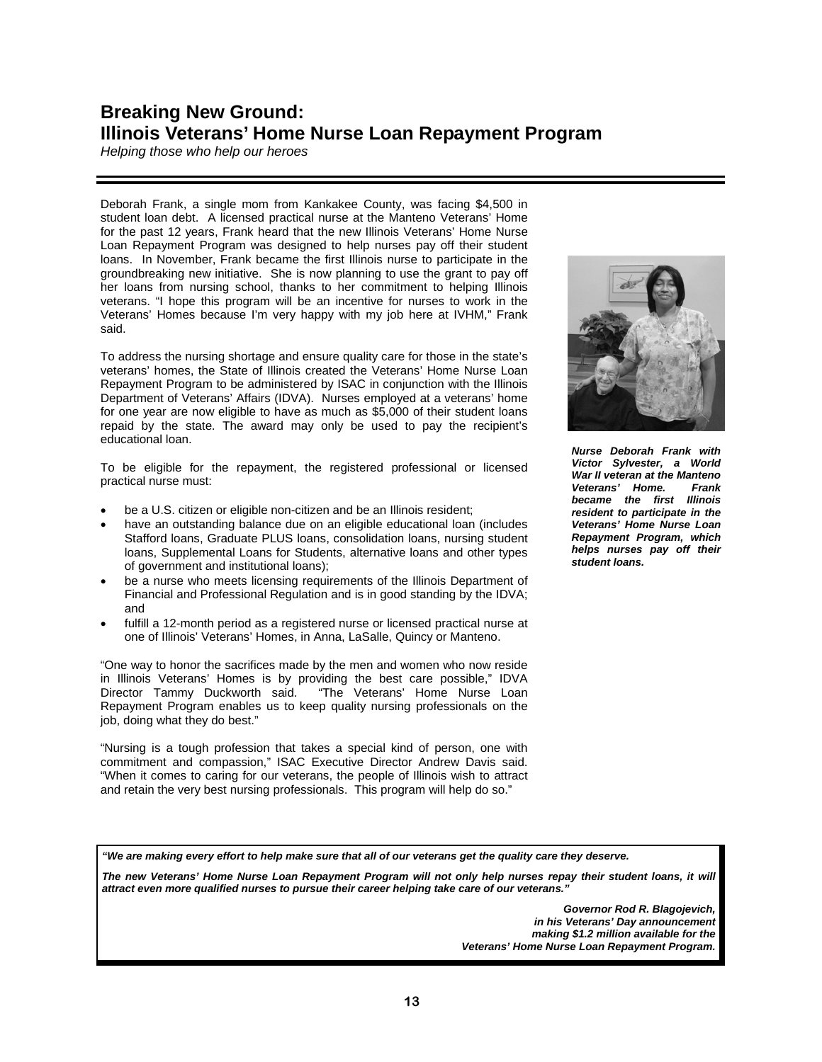## Breaking New Ground:
## Illinois Veterans' Home Nurse Loan Repayment Program

*Helping those who help our heroes*

Deborah Frank, a single mom from Kankakee County, was facing $4,500 in student loan debt. A licensed practical nurse at the Manteno Veterans' Home for the past 12 years, Frank heard that the new Illinois Veterans' Home Nurse Loan Repayment Program was designed to help nurses pay off their student loans. In November, Frank became the first Illinois nurse to participate in the groundbreaking new initiative. She is now planning to use the grant to pay off her loans from nursing school, thanks to her commitment to helping Illinois veterans. "I hope this program will be an incentive for nurses to work in the Veterans' Homes because I'm very happy with my job here at IVHM," Frank said.

To address the nursing shortage and ensure quality care for those in the state's veterans' homes, the State of Illinois created the Veterans' Home Nurse Loan Repayment Program to be administered by ISAC in conjunction with the Illinois Department of Veterans' Affairs (IDVA). Nurses employed at a veterans' home for one year are now eligible to have as much as $5,000 of their student loans repaid by the state. The award may only be used to pay the recipient's educational loan.

To be eligible for the repayment, the registered professional or licensed practical nurse must:

- be a U.S. citizen or eligible non-citizen and be an Illinois resident;
- have an outstanding balance due on an eligible educational loan (includes Stafford loans, Graduate PLUS loans, consolidation loans, nursing student loans, Supplemental Loans for Students, alternative loans and other types of government and institutional loans);
- be a nurse who meets licensing requirements of the Illinois Department of Financial and Professional Regulation and is in good standing by the IDVA; and
- fulfill a 12-month period as a registered nurse or licensed practical nurse at one of Illinois' Veterans' Homes, in Anna, LaSalle, Quincy or Manteno.

"One way to honor the sacrifices made by the men and women who now reside in Illinois Veterans' Homes is by providing the best care possible," IDVA Director Tammy Duckworth said. "The Veterans' Home Nurse Loan Repayment Program enables us to keep quality nursing professionals on the job, doing what they do best."

"Nursing is a tough profession that takes a special kind of person, one with commitment and compassion," ISAC Executive Director Andrew Davis said. "When it comes to caring for our veterans, the people of Illinois wish to attract and retain the very best nursing professionals. This program will help do so."

***Nurse Deborah Frank with Victor Sylvester, a World War II veteran at the Manteno Veterans' Home. Frank became the first Illinois resident to participate in the Veterans' Home Nurse Loan Repayment Program, which helps nurses pay off their student loans.***

***"We are making every effort to help make sure that all of our veterans get the quality care they deserve.***

***The new Veterans' Home Nurse Loan Repayment Program will not only help nurses repay their student loans, it will attract even more qualified nurses to pursue their career helping take care of our veterans."***

***Governor Rod R. Blagojevich, in his Veterans' Day announcement making $1.2 million available for the Veterans' Home Nurse Loan Repayment Program.***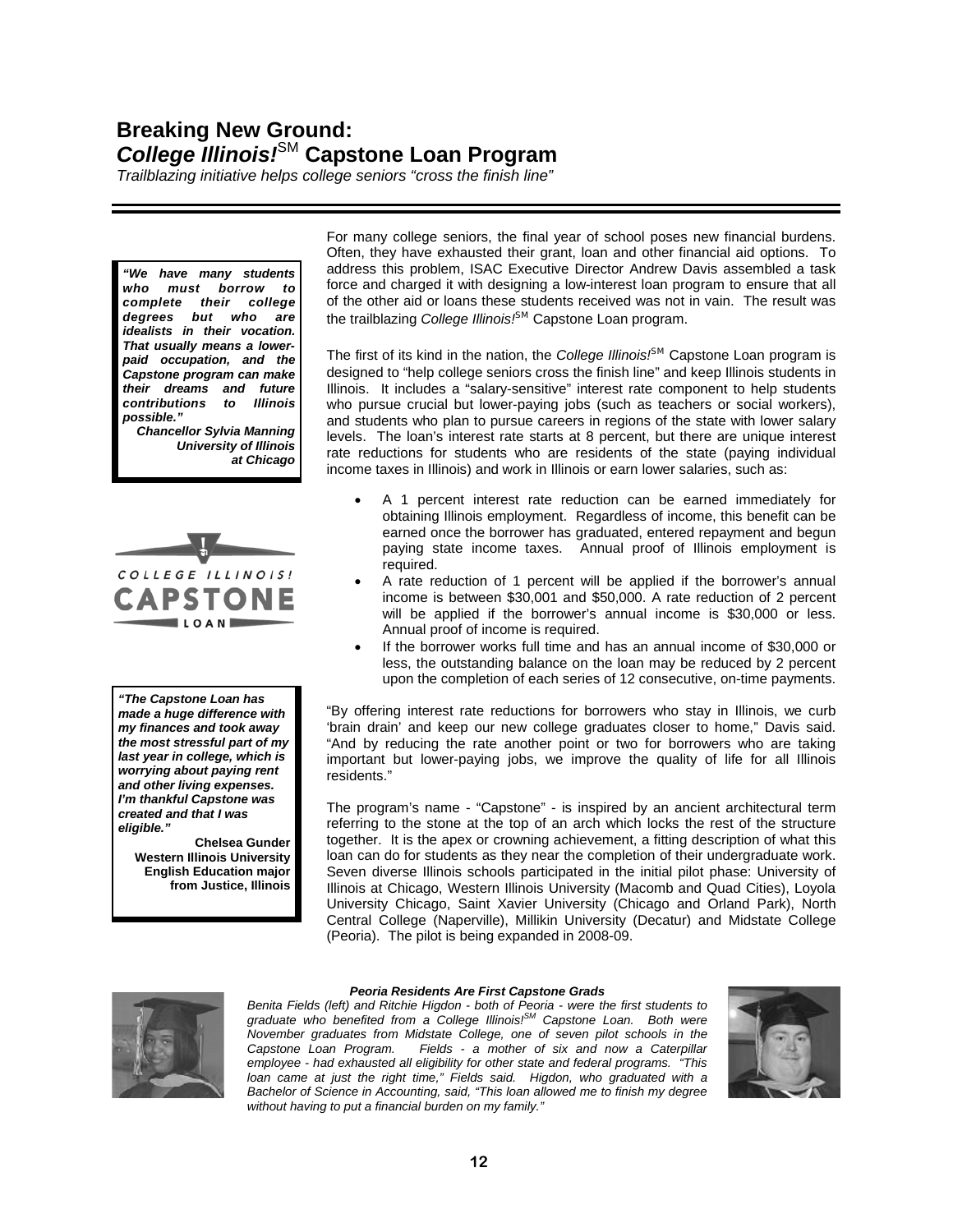# Breaking New Ground: *College Illinois!*℠ Capstone Loan Program

*Trailblazing initiative helps college seniors "cross the finish line"*

For many college seniors, the final year of school poses new financial burdens. Often, they have exhausted their grant, loan and other financial aid options. To address this problem, ISAC Executive Director Andrew Davis assembled a task force and charged it with designing a low-interest loan program to ensure that all of the other aid or loans these students received was not in vain. The result was the trailblazing *College Illinois!*℠ Capstone Loan program.

The first of its kind in the nation, the *College Illinois!*℠ Capstone Loan program is designed to "help college seniors cross the finish line" and keep Illinois students in Illinois. It includes a "salary-sensitive" interest rate component to help students who pursue crucial but lower-paying jobs (such as teachers or social workers), and students who plan to pursue careers in regions of the state with lower salary levels. The loan's interest rate starts at 8 percent, but there are unique interest rate reductions for students who are residents of the state (paying individual income taxes in Illinois) and work in Illinois or earn lower salaries, such as:

- A 1 percent interest rate reduction can be earned immediately for obtaining Illinois employment. Regardless of income, this benefit can be earned once the borrower has graduated, entered repayment and begun paying state income taxes. Annual proof of Illinois employment is required.
- A rate reduction of 1 percent will be applied if the borrower's annual income is between $30,001 and $50,000. A rate reduction of 2 percent will be applied if the borrower's annual income is $30,000 or less. Annual proof of income is required.
- If the borrower works full time and has an annual income of $30,000 or less, the outstanding balance on the loan may be reduced by 2 percent upon the completion of each series of 12 consecutive, on-time payments.

***"We have many students who must borrow to complete their college degrees but who are idealists in their vocation. That usually means a lower-paid occupation, and the Capstone program can make their dreams and future contributions to Illinois possible."***

***Chancellor Sylvia Manning***
***University of Illinois at Chicago***

COLLEGE ILLINOIS! CAPSTONE LOAN

"By offering interest rate reductions for borrowers who stay in Illinois, we curb 'brain drain' and keep our new college graduates closer to home," Davis said. "And by reducing the rate another point or two for borrowers who are taking important but lower-paying jobs, we improve the quality of life for all Illinois residents."

The program's name - "Capstone" - is inspired by an ancient architectural term referring to the stone at the top of an arch which locks the rest of the structure together. It is the apex or crowning achievement, a fitting description of what this loan can do for students as they near the completion of their undergraduate work. Seven diverse Illinois schools participated in the initial pilot phase: University of Illinois at Chicago, Western Illinois University (Macomb and Quad Cities), Loyola University Chicago, Saint Xavier University (Chicago and Orland Park), North Central College (Naperville), Millikin University (Decatur) and Midstate College (Peoria). The pilot is being expanded in 2008-09.

***"The Capstone Loan has made a huge difference with my finances and took away the most stressful part of my last year in college, which is worrying about paying rent and other living expenses. I'm thankful Capstone was created and that I was eligible."***

**Chelsea Gunder**
**Western Illinois University**
**English Education major**
**from Justice, Illinois**

***Peoria Residents Are First Capstone Grads***

*Benita Fields (left) and Ritchie Higdon - both of Peoria - were the first students to graduate who benefited from a College Illinois!℠ Capstone Loan. Both were November graduates from Midstate College, one of seven pilot schools in the Capstone Loan Program. Fields - a mother of six and now a Caterpillar employee - had exhausted all eligibility for other state and federal programs. "This loan came at just the right time," Fields said. Higdon, who graduated with a Bachelor of Science in Accounting, said, "This loan allowed me to finish my degree without having to put a financial burden on my family."*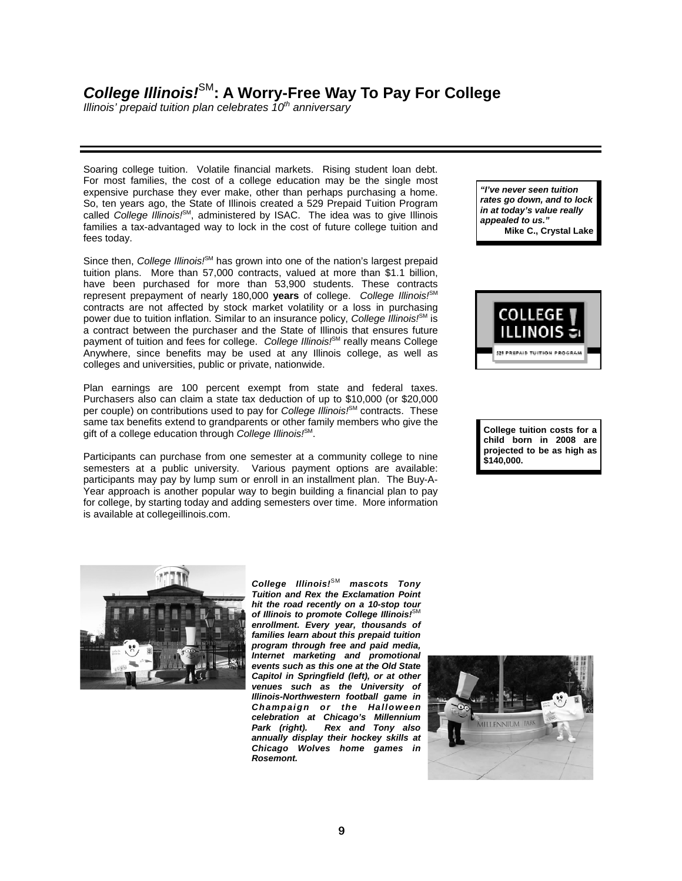# *College Illinois!*[SM]: A Worry-Free Way To Pay For College

*Illinois' prepaid tuition plan celebrates 10th anniversary*

Soaring college tuition. Volatile financial markets. Rising student loan debt. For most families, the cost of a college education may be the single most expensive purchase they ever make, other than perhaps purchasing a home. So, ten years ago, the State of Illinois created a 529 Prepaid Tuition Program called *College Illinois!*[SM], administered by ISAC. The idea was to give Illinois families a tax-advantaged way to lock in the cost of future college tuition and fees today.

> ***"I've never seen tuition rates go down, and to lock in at today's value really appealed to us."***
> **Mike C., Crystal Lake**

Since then, *College Illinois!*[SM] has grown into one of the nation's largest prepaid tuition plans. More than 57,000 contracts, valued at more than $1.1 billion, have been purchased for more than 53,900 students. These contracts represent prepayment of nearly 180,000 **years** of college. *College Illinois!*[SM] contracts are not affected by stock market volatility or a loss in purchasing power due to tuition inflation. Similar to an insurance policy, *College Illinois!*[SM] is a contract between the purchaser and the State of Illinois that ensures future payment of tuition and fees for college. *College Illinois!*[SM] really means College Anywhere, since benefits may be used at any Illinois college, as well as colleges and universities, public or private, nationwide.

Plan earnings are 100 percent exempt from state and federal taxes. Purchasers also can claim a state tax deduction of up to $10,000 (or $20,000 per couple) on contributions used to pay for *College Illinois!*[SM] contracts. These same tax benefits extend to grandparents or other family members who give the gift of a college education through *College Illinois!*[SM].

> **College tuition costs for a child born in 2008 are projected to be as high as $140,000.**

Participants can purchase from one semester at a community college to nine semesters at a public university. Various payment options are available: participants may pay by lump sum or enroll in an installment plan. The Buy-A-Year approach is another popular way to begin building a financial plan to pay for college, by starting today and adding semesters over time. More information is available at collegeillinois.com.

***College Illinois!*[SM] *mascots Tony Tuition and Rex the Exclamation Point hit the road recently on a 10-stop tour of Illinois to promote College Illinois!*[SM] *enrollment. Every year, thousands of families learn about this prepaid tuition program through free and paid media, Internet marketing and promotional events such as this one at the Old State Capitol in Springfield (left), or at other venues such as the University of Illinois-Northwestern football game in Champaign or the Halloween celebration at Chicago's Millennium Park (right). Rex and Tony also annually display their hockey skills at Chicago Wolves home games in Rosemont.***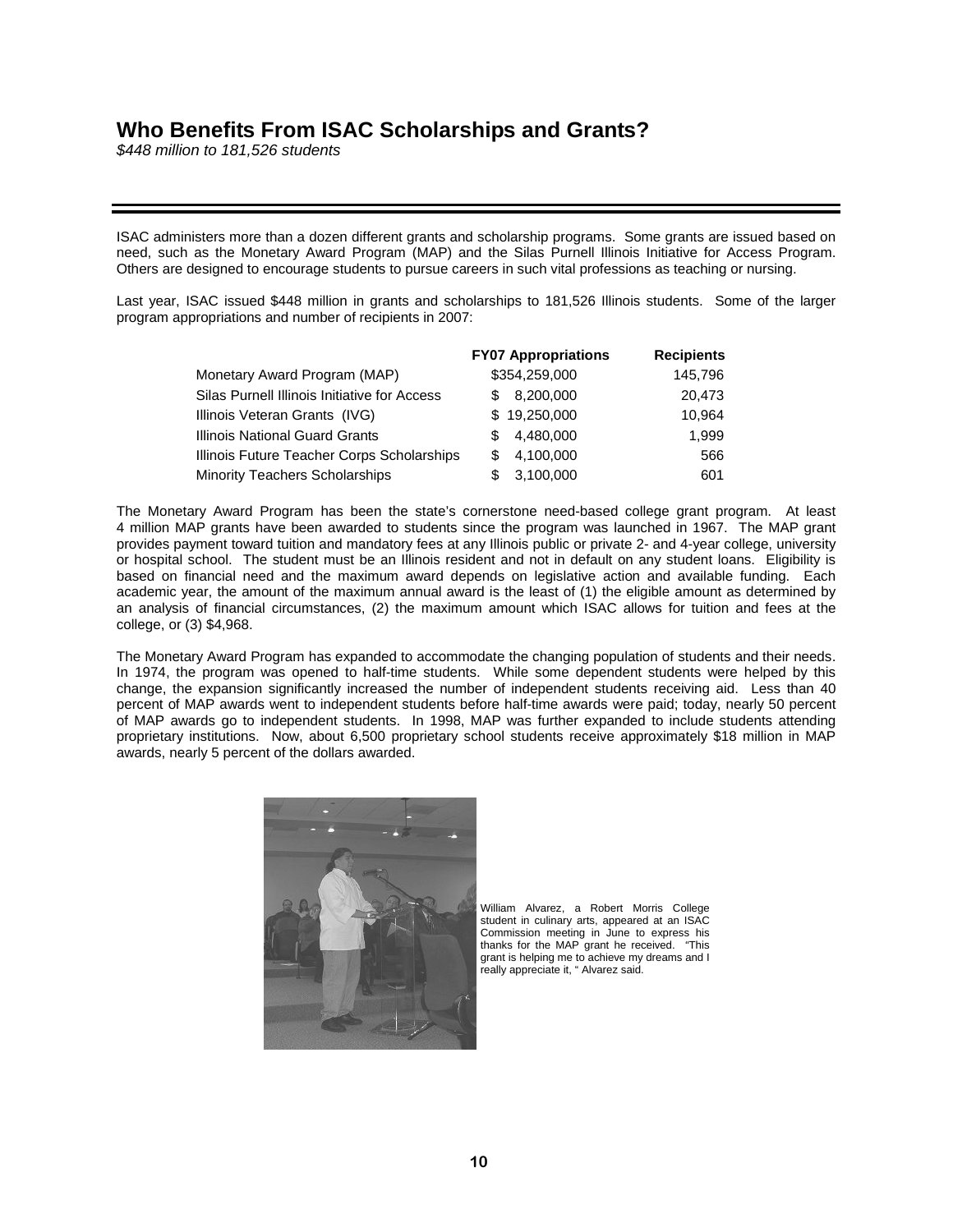# Who Benefits From ISAC Scholarships and Grants?

*$448 million to 181,526 students*

ISAC administers more than a dozen different grants and scholarship programs. Some grants are issued based on need, such as the Monetary Award Program (MAP) and the Silas Purnell Illinois Initiative for Access Program. Others are designed to encourage students to pursue careers in such vital professions as teaching or nursing.

Last year, ISAC issued $448 million in grants and scholarships to 181,526 Illinois students. Some of the larger program appropriations and number of recipients in 2007:

| | FY07 Appropriations | Recipients |
|---|---|---|
| Monetary Award Program (MAP) | $354,259,000 | 145,796 |
| Silas Purnell Illinois Initiative for Access | $ 8,200,000 | 20,473 |
| Illinois Veteran Grants (IVG) | $ 19,250,000 | 10,964 |
| Illinois National Guard Grants | $ 4,480,000 | 1,999 |
| Illinois Future Teacher Corps Scholarships | $ 4,100,000 | 566 |
| Minority Teachers Scholarships | $ 3,100,000 | 601 |

The Monetary Award Program has been the state's cornerstone need-based college grant program. At least 4 million MAP grants have been awarded to students since the program was launched in 1967. The MAP grant provides payment toward tuition and mandatory fees at any Illinois public or private 2- and 4-year college, university or hospital school. The student must be an Illinois resident and not in default on any student loans. Eligibility is based on financial need and the maximum award depends on legislative action and available funding. Each academic year, the amount of the maximum annual award is the least of (1) the eligible amount as determined by an analysis of financial circumstances, (2) the maximum amount which ISAC allows for tuition and fees at the college, or (3) $4,968.

The Monetary Award Program has expanded to accommodate the changing population of students and their needs. In 1974, the program was opened to half-time students. While some dependent students were helped by this change, the expansion significantly increased the number of independent students receiving aid. Less than 40 percent of MAP awards went to independent students before half-time awards were paid; today, nearly 50 percent of MAP awards go to independent students. In 1998, MAP was further expanded to include students attending proprietary institutions. Now, about 6,500 proprietary school students receive approximately $18 million in MAP awards, nearly 5 percent of the dollars awarded.

William Alvarez, a Robert Morris College student in culinary arts, appeared at an ISAC Commission meeting in June to express his thanks for the MAP grant he received. "This grant is helping me to achieve my dreams and I really appreciate it, " Alvarez said.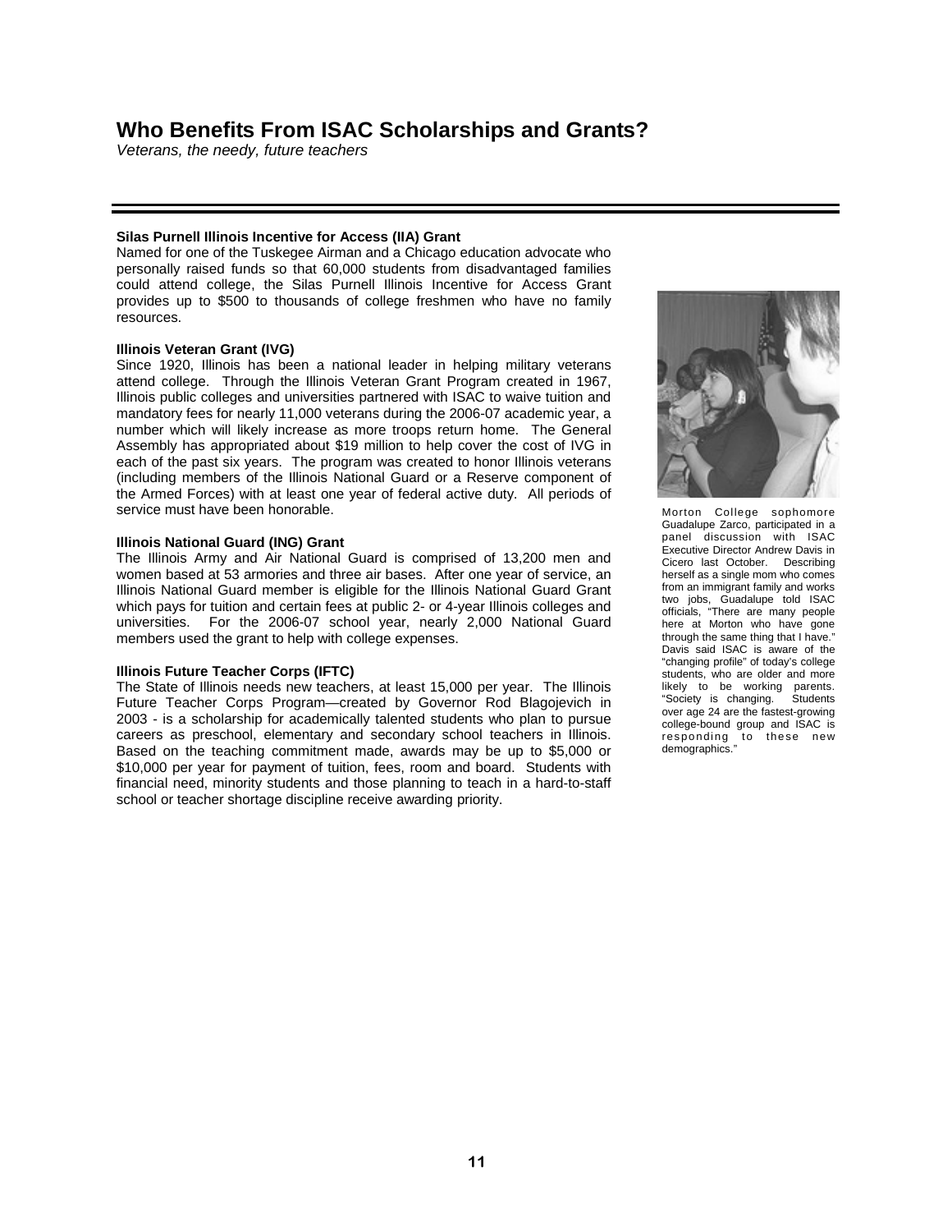# Who Benefits From ISAC Scholarships and Grants?

*Veterans, the needy, future teachers*

**Silas Purnell Illinois Incentive for Access (IIA) Grant**

Named for one of the Tuskegee Airman and a Chicago education advocate who personally raised funds so that 60,000 students from disadvantaged families could attend college, the Silas Purnell Illinois Incentive for Access Grant provides up to $500 to thousands of college freshmen who have no family resources.

**Illinois Veteran Grant (IVG)**

Since 1920, Illinois has been a national leader in helping military veterans attend college. Through the Illinois Veteran Grant Program created in 1967, Illinois public colleges and universities partnered with ISAC to waive tuition and mandatory fees for nearly 11,000 veterans during the 2006-07 academic year, a number which will likely increase as more troops return home. The General Assembly has appropriated about $19 million to help cover the cost of IVG in each of the past six years. The program was created to honor Illinois veterans (including members of the Illinois National Guard or a Reserve component of the Armed Forces) with at least one year of federal active duty. All periods of service must have been honorable.

**Illinois National Guard (ING) Grant**

The Illinois Army and Air National Guard is comprised of 13,200 men and women based at 53 armories and three air bases. After one year of service, an Illinois National Guard member is eligible for the Illinois National Guard Grant which pays for tuition and certain fees at public 2- or 4-year Illinois colleges and universities. For the 2006-07 school year, nearly 2,000 National Guard members used the grant to help with college expenses.

**Illinois Future Teacher Corps (IFTC)**

The State of Illinois needs new teachers, at least 15,000 per year. The Illinois Future Teacher Corps Program—created by Governor Rod Blagojevich in 2003 - is a scholarship for academically talented students who plan to pursue careers as preschool, elementary and secondary school teachers in Illinois. Based on the teaching commitment made, awards may be up to $5,000 or $10,000 per year for payment of tuition, fees, room and board. Students with financial need, minority students and those planning to teach in a hard-to-staff school or teacher shortage discipline receive awarding priority.

Morton College sophomore Guadalupe Zarco, participated in a panel discussion with ISAC Executive Director Andrew Davis in Cicero last October. Describing herself as a single mom who comes from an immigrant family and works two jobs, Guadalupe told ISAC officials, "There are many people here at Morton who have gone through the same thing that I have." Davis said ISAC is aware of the "changing profile" of today's college students, who are older and more likely to be working parents. "Society is changing. Students over age 24 are the fastest-growing college-bound group and ISAC is responding to these new demographics."